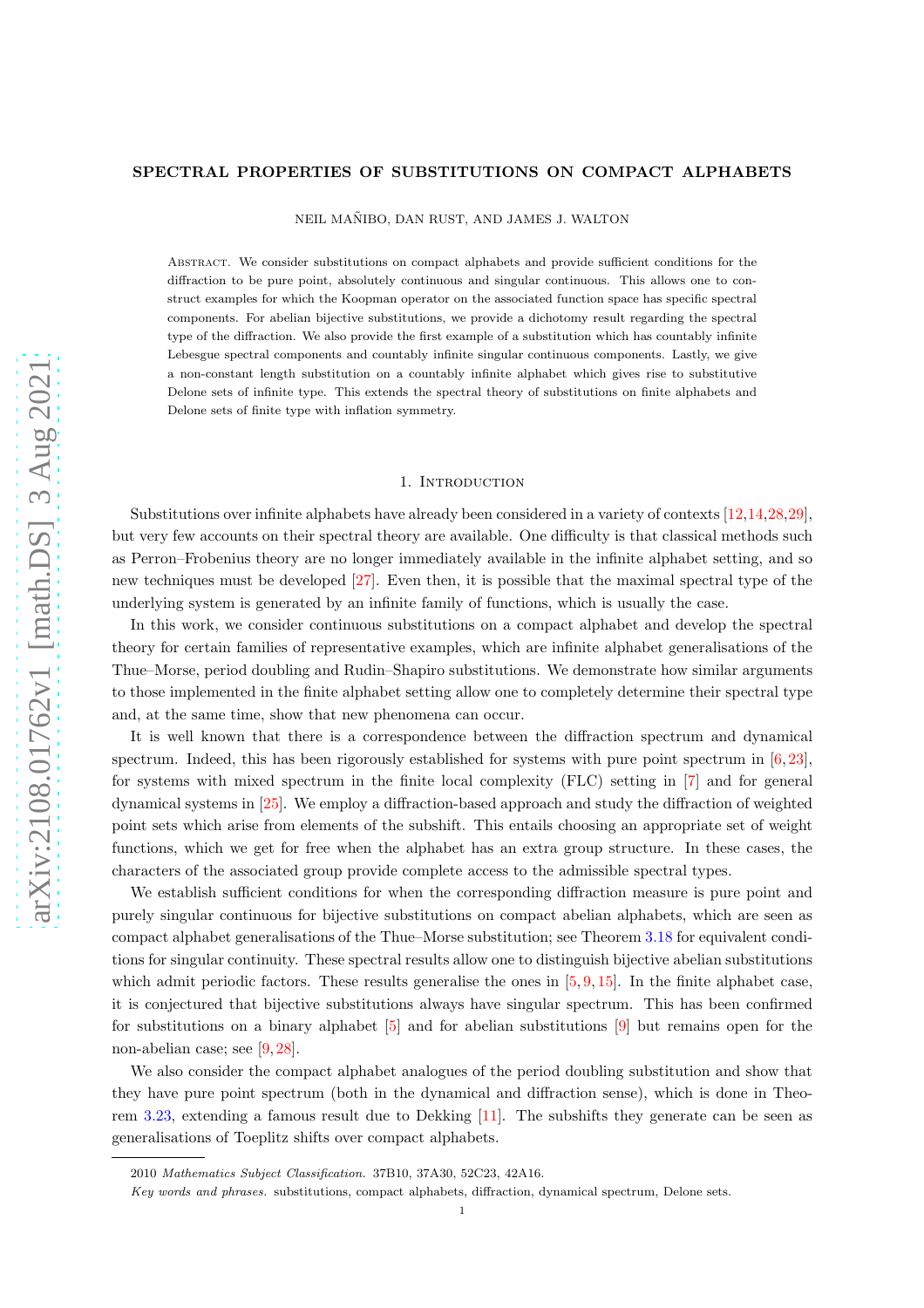# SPECTRAL PROPERTIES OF SUBSTITUTIONS ON COMPACT ALPHABETS

NEIL MAÑIBO, DAN RUST, AND JAMES J. WALTON

Abstract. We consider substitutions on compact alphabets and provide sufficient conditions for the diffraction to be pure point, absolutely continuous and singular continuous. This allows one to construct examples for which the Koopman operator on the associated function space has specific spectral components. For abelian bijective substitutions, we provide a dichotomy result regarding the spectral type of the diffraction. We also provide the first example of a substitution which has countably infinite Lebesgue spectral components and countably infinite singular continuous components. Lastly, we give a non-constant length substitution on a countably infinite alphabet which gives rise to substitutive Delone sets of infinite type. This extends the spectral theory of substitutions on finite alphabets and Delone sets of finite type with inflation symmetry.

## 1. Introduction

Substitutions over infinite alphabets have already been considered in a variety of contexts [12,14,28,29], but very few accounts on their spectral theory are available. One difficulty is that classical methods such as Perron–Frobenius theory are no longer immediately available in the infinite alphabet setting, and so new techniques must be developed [27]. Even then, it is possible that the maximal spectral type of the underlying system is generated by an infinite family of functions, which is usually the case.

In this work, we consider continuous substitutions on a compact alphabet and develop the spectral theory for certain families of representative examples, which are infinite alphabet generalisations of the Thue–Morse, period doubling and Rudin–Shapiro substitutions. We demonstrate how similar arguments to those implemented in the finite alphabet setting allow one to completely determine their spectral type and, at the same time, show that new phenomena can occur.

It is well known that there is a correspondence between the diffraction spectrum and dynamical spectrum. Indeed, this has been rigorously established for systems with pure point spectrum in [6,23], for systems with mixed spectrum in the finite local complexity (FLC) setting in [7] and for general dynamical systems in [25]. We employ a diffraction-based approach and study the diffraction of weighted point sets which arise from elements of the subshift. This entails choosing an appropriate set of weight functions, which we get for free when the alphabet has an extra group structure. In these cases, the characters of the associated group provide complete access to the admissible spectral types.

We establish sufficient conditions for when the corresponding diffraction measure is pure point and purely singular continuous for bijective substitutions on compact abelian alphabets, which are seen as compact alphabet generalisations of the Thue–Morse substitution; see Theorem 3.18 for equivalent conditions for singular continuity. These spectral results allow one to distinguish bijective abelian substitutions which admit periodic factors. These results generalise the ones in [5,9,15]. In the finite alphabet case, it is conjectured that bijective substitutions always have singular spectrum. This has been confirmed for substitutions on a binary alphabet [5] and for abelian substitutions [9] but remains open for the non-abelian case; see [9,28].

We also consider the compact alphabet analogues of the period doubling substitution and show that they have pure point spectrum (both in the dynamical and diffraction sense), which is done in Theorem 3.23, extending a famous result due to Dekking [11]. The subshifts they generate can be seen as generalisations of Toeplitz shifts over compact alphabets.

---

2010 *Mathematics Subject Classification.* 37B10, 37A30, 52C23, 42A16.

*Key words and phrases.* substitutions, compact alphabets, diffraction, dynamical spectrum, Delone sets.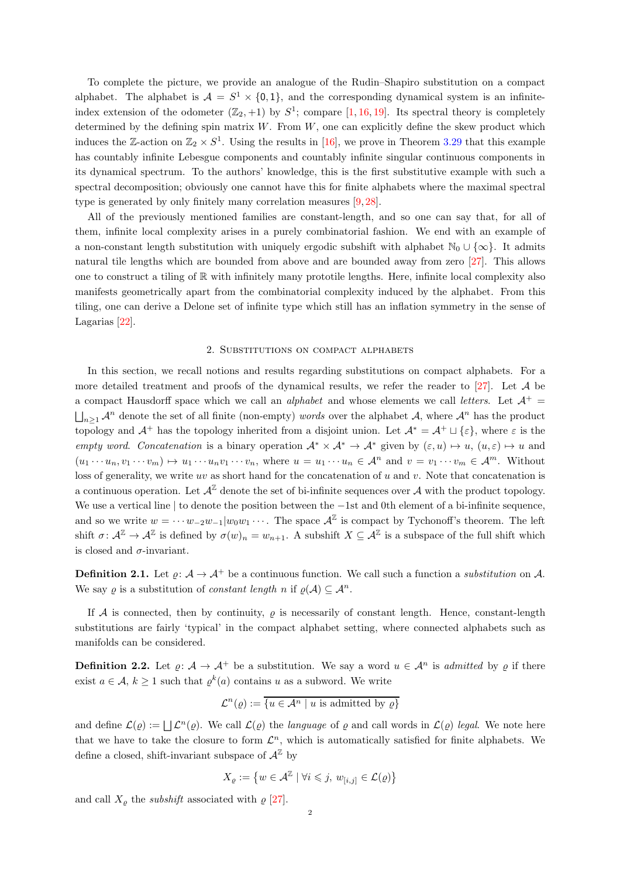To complete the picture, we provide an analogue of the Rudin–Shapiro substitution on a compact alphabet. The alphabet is $\mathcal{A} = S^1 \times \{0,1\}$, and the corresponding dynamical system is an infinite-index extension of the odometer $(\mathbb{Z}_2, +1)$ by $S^1$; compare [1, 16, 19]. Its spectral theory is completely determined by the defining spin matrix $W$. From $W$, one can explicitly define the skew product which induces the $\mathbb{Z}$-action on $\mathbb{Z}_2 \times S^1$. Using the results in [16], we prove in Theorem 3.29 that this example has countably infinite Lebesgue components and countably infinite singular continuous components in its dynamical spectrum. To the authors' knowledge, this is the first substitutive example with such a spectral decomposition; obviously one cannot have this for finite alphabets where the maximal spectral type is generated by only finitely many correlation measures [9, 28].

All of the previously mentioned families are constant-length, and so one can say that, for all of them, infinite local complexity arises in a purely combinatorial fashion. We end with an example of a non-constant length substitution with uniquely ergodic subshift with alphabet $\mathbb{N}_0 \cup \{\infty\}$. It admits natural tile lengths which are bounded from above and are bounded away from zero [27]. This allows one to construct a tiling of $\mathbb{R}$ with infinitely many prototile lengths. Here, infinite local complexity also manifests geometrically apart from the combinatorial complexity induced by the alphabet. From this tiling, one can derive a Delone set of infinite type which still has an inflation symmetry in the sense of Lagarias [22].

## 2. Substitutions on compact alphabets

In this section, we recall notions and results regarding substitutions on compact alphabets. For a more detailed treatment and proofs of the dynamical results, we refer the reader to [27]. Let $\mathcal{A}$ be a compact Hausdorff space which we call an *alphabet* and whose elements we call *letters*. Let $\mathcal{A}^+ = \bigsqcup_{n\geq 1} \mathcal{A}^n$ denote the set of all finite (non-empty) *words* over the alphabet $\mathcal{A}$, where $\mathcal{A}^n$ has the product topology and $\mathcal{A}^+$ has the topology inherited from a disjoint union. Let $\mathcal{A}^* = \mathcal{A}^+ \sqcup \{\varepsilon\}$, where $\varepsilon$ is the *empty word*. *Concatenation* is a binary operation $\mathcal{A}^* \times \mathcal{A}^* \to \mathcal{A}^*$ given by $(\varepsilon, u) \mapsto u$, $(u, \varepsilon) \mapsto u$ and $(u_1 \cdots u_n, v_1 \cdots v_m) \mapsto u_1 \cdots u_n v_1 \cdots v_n$, where $u = u_1 \cdots u_n \in \mathcal{A}^n$ and $v = v_1 \cdots v_m \in \mathcal{A}^m$. Without loss of generality, we write $uv$ as short hand for the concatenation of $u$ and $v$. Note that concatenation is a continuous operation. Let $\mathcal{A}^{\mathbb{Z}}$ denote the set of bi-infinite sequences over $\mathcal{A}$ with the product topology. We use a vertical line $|$ to denote the position between the $-1$st and 0th element of a bi-infinite sequence, and so we write $w = \cdots w_{-2}w_{-1}|w_0 w_1 \cdots$. The space $\mathcal{A}^{\mathbb{Z}}$ is compact by Tychonoff's theorem. The left shift $\sigma\colon \mathcal{A}^{\mathbb{Z}} \to \mathcal{A}^{\mathbb{Z}}$ is defined by $\sigma(w)_n = w_{n+1}$. A subshift $X \subseteq \mathcal{A}^{\mathbb{Z}}$ is a subspace of the full shift which is closed and $\sigma$-invariant.

**Definition 2.1.** Let $\varrho\colon \mathcal{A} \to \mathcal{A}^+$ be a continuous function. We call such a function a *substitution* on $\mathcal{A}$. We say $\varrho$ is a substitution of *constant length* $n$ if $\varrho(\mathcal{A}) \subseteq \mathcal{A}^n$.

If $\mathcal{A}$ is connected, then by continuity, $\varrho$ is necessarily of constant length. Hence, constant-length substitutions are fairly 'typical' in the compact alphabet setting, where connected alphabets such as manifolds can be considered.

**Definition 2.2.** Let $\varrho\colon \mathcal{A} \to \mathcal{A}^+$ be a substitution. We say a word $u \in \mathcal{A}^n$ is *admitted* by $\varrho$ if there exist $a \in \mathcal{A}$, $k \geq 1$ such that $\varrho^k(a)$ contains $u$ as a subword. We write

$$\mathcal{L}^n(\varrho) := \overline{\{u \in \mathcal{A}^n \mid u \text{ is admitted by } \varrho\}}$$

and define $\mathcal{L}(\varrho) := \bigsqcup \mathcal{L}^n(\varrho)$. We call $\mathcal{L}(\varrho)$ the *language* of $\varrho$ and call words in $\mathcal{L}(\varrho)$ *legal*. We note here that we have to take the closure to form $\mathcal{L}^n$, which is automatically satisfied for finite alphabets. We define a closed, shift-invariant subspace of $\mathcal{A}^{\mathbb{Z}}$ by

$$X_{\varrho} := \left\{ w \in \mathcal{A}^{\mathbb{Z}} \mid \forall i \leqslant j,\ w_{[i,j]} \in \mathcal{L}(\varrho) \right\}$$

and call $X_{\varrho}$ the *subshift* associated with $\varrho$ [27].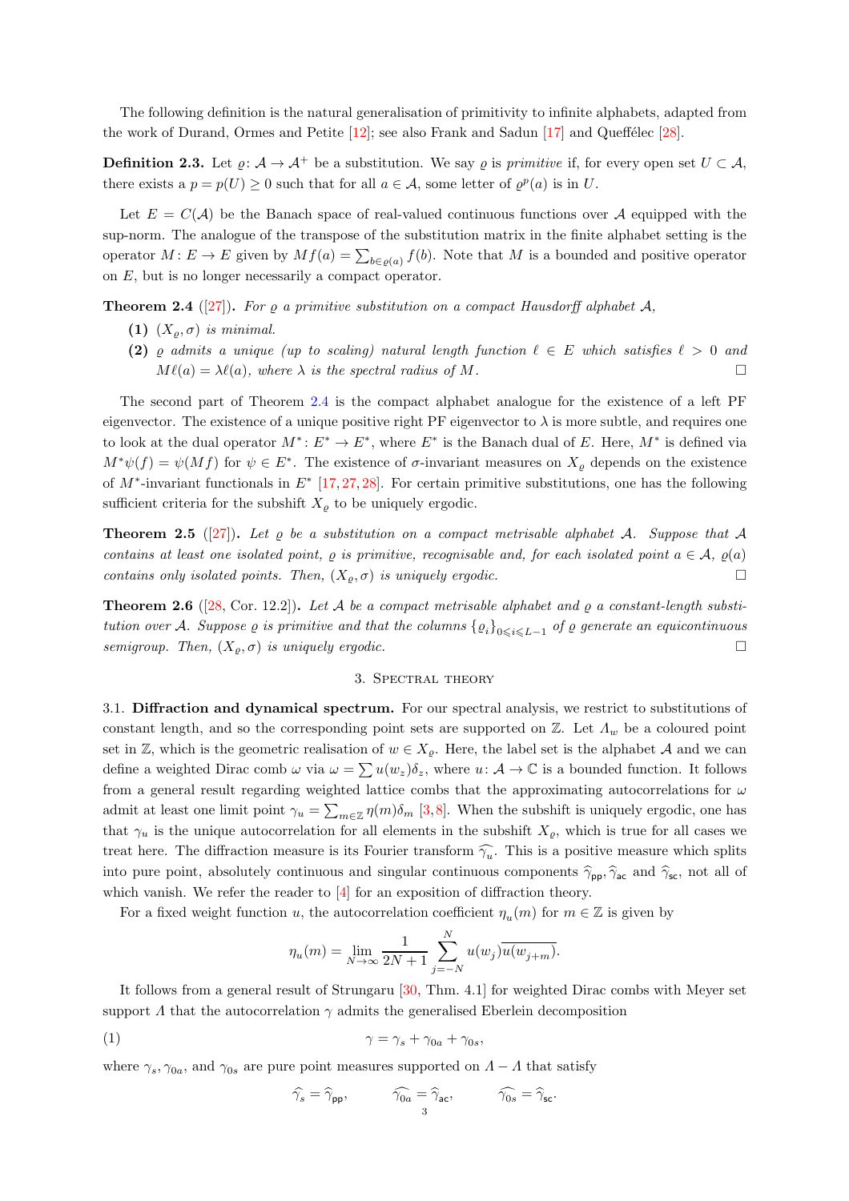The following definition is the natural generalisation of primitivity to infinite alphabets, adapted from the work of Durand, Ormes and Petite [12]; see also Frank and Sadun [17] and Queffélec [28].

**Definition 2.3.** Let $\varrho\colon \mathcal{A} \to \mathcal{A}^+$ be a substitution. We say $\varrho$ is *primitive* if, for every open set $U \subset \mathcal{A}$, there exists a $p = p(U) \geq 0$ such that for all $a \in \mathcal{A}$, some letter of $\varrho^p(a)$ is in $U$.

Let $E = C(\mathcal{A})$ be the Banach space of real-valued continuous functions over $\mathcal{A}$ equipped with the sup-norm. The analogue of the transpose of the substitution matrix in the finite alphabet setting is the operator $M\colon E \to E$ given by $Mf(a) = \sum_{b\in\varrho(a)} f(b)$. Note that $M$ is a bounded and positive operator on $E$, but is no longer necessarily a compact operator.

**Theorem 2.4** ([27])**.** *For $\varrho$ a primitive substitution on a compact Hausdorff alphabet $\mathcal{A}$,*

- **(1)** *$(X_\varrho, \sigma)$ is minimal.*
- **(2)** *$\varrho$ admits a unique (up to scaling) natural length function $\ell \in E$ which satisfies $\ell > 0$ and $M\ell(a) = \lambda\ell(a)$, where $\lambda$ is the spectral radius of $M$.* □

The second part of Theorem 2.4 is the compact alphabet analogue for the existence of a left PF eigenvector. The existence of a unique positive right PF eigenvector to $\lambda$ is more subtle, and requires one to look at the dual operator $M^*\colon E^* \to E^*$, where $E^*$ is the Banach dual of $E$. Here, $M^*$ is defined via $M^*\psi(f) = \psi(Mf)$ for $\psi \in E^*$. The existence of $\sigma$-invariant measures on $X_\varrho$ depends on the existence of $M^*$-invariant functionals in $E^*$ [17,27,28]. For certain primitive substitutions, one has the following sufficient criteria for the subshift $X_\varrho$ to be uniquely ergodic.

**Theorem 2.5** ([27])**.** *Let $\varrho$ be a substitution on a compact metrisable alphabet $\mathcal{A}$. Suppose that $\mathcal{A}$ contains at least one isolated point, $\varrho$ is primitive, recognisable and, for each isolated point $a \in \mathcal{A}$, $\varrho(a)$ contains only isolated points. Then, $(X_\varrho, \sigma)$ is uniquely ergodic.* □

**Theorem 2.6** ([28, Cor. 12.2])**.** *Let $\mathcal{A}$ be a compact metrisable alphabet and $\varrho$ a constant-length substitution over $\mathcal{A}$. Suppose $\varrho$ is primitive and that the columns $\{\varrho_i\}_{0\leqslant i\leqslant L-1}$ of $\varrho$ generate an equicontinuous semigroup. Then, $(X_\varrho, \sigma)$ is uniquely ergodic.* □

## 3. Spectral theory

**3.1. Diffraction and dynamical spectrum.** For our spectral analysis, we restrict to substitutions of constant length, and so the corresponding point sets are supported on $\mathbb{Z}$. Let $\varLambda_w$ be a coloured point set in $\mathbb{Z}$, which is the geometric realisation of $w \in X_\varrho$. Here, the label set is the alphabet $\mathcal{A}$ and we can define a weighted Dirac comb $\omega$ via $\omega = \sum u(w_z)\delta_z$, where $u\colon \mathcal{A} \to \mathbb{C}$ is a bounded function. It follows from a general result regarding weighted lattice combs that the approximating autocorrelations for $\omega$ admit at least one limit point $\gamma_u = \sum_{m\in\mathbb{Z}} \eta(m)\delta_m$ [3,8]. When the subshift is uniquely ergodic, one has that $\gamma_u$ is the unique autocorrelation for all elements in the subshift $X_\varrho$, which is true for all cases we treat here. The diffraction measure is its Fourier transform $\widehat{\gamma_u}$. This is a positive measure which splits into pure point, absolutely continuous and singular continuous components $\widehat{\gamma}_{\mathsf{pp}}, \widehat{\gamma}_{\mathsf{ac}}$ and $\widehat{\gamma}_{\mathsf{sc}}$, not all of which vanish. We refer the reader to [4] for an exposition of diffraction theory.

For a fixed weight function $u$, the autocorrelation coefficient $\eta_u(m)$ for $m \in \mathbb{Z}$ is given by

$$\eta_u(m) = \lim_{N\to\infty} \frac{1}{2N+1} \sum_{j=-N}^{N} u(w_j)\overline{u(w_{j+m})}.$$

It follows from a general result of Strungaru [30, Thm. 4.1] for weighted Dirac combs with Meyer set support $\varLambda$ that the autocorrelation $\gamma$ admits the generalised Eberlein decomposition

$$\gamma = \gamma_s + \gamma_{0a} + \gamma_{0s}, \tag{1}$$

where $\gamma_s, \gamma_{0a}$, and $\gamma_{0s}$ are pure point measures supported on $\varLambda - \varLambda$ that satisfy

$$\widehat{\gamma_s} = \widehat{\gamma}_{\mathsf{pp}}, \qquad \widehat{\gamma_{0a}} = \widehat{\gamma}_{\mathsf{ac}}, \qquad \widehat{\gamma_{0s}} = \widehat{\gamma}_{\mathsf{sc}}.$$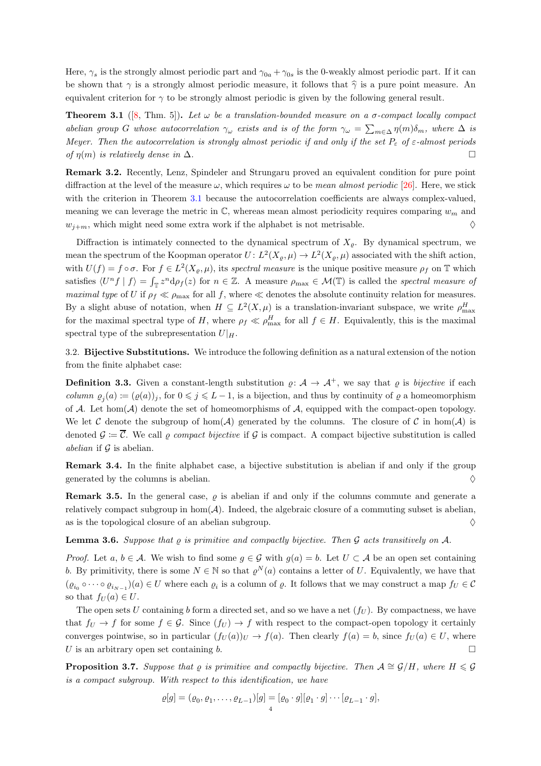Here, $\gamma_s$ is the strongly almost periodic part and $\gamma_{0a} + \gamma_{0s}$ is the 0-weakly almost periodic part. If it can be shown that $\gamma$ is a strongly almost periodic measure, it follows that $\widehat{\gamma}$ is a pure point measure. An equivalent criterion for $\gamma$ to be strongly almost periodic is given by the following general result.

**Theorem 3.1** ([8, Thm. 5]). *Let $\omega$ be a translation-bounded measure on a $\sigma$-compact locally compact abelian group $G$ whose autocorrelation $\gamma_\omega$ exists and is of the form $\gamma_\omega = \sum_{m\in\Delta} \eta(m)\delta_m$, where $\Delta$ is Meyer. Then the autocorrelation is strongly almost periodic if and only if the set $P_\varepsilon$ of $\varepsilon$-almost periods of $\eta(m)$ is relatively dense in $\Delta$.* □

**Remark 3.2.** Recently, Lenz, Spindeler and Strungaru proved an equivalent condition for pure point diffraction at the level of the measure $\omega$, which requires $\omega$ to be *mean almost periodic* [26]. Here, we stick with the criterion in Theorem 3.1 because the autocorrelation coefficients are always complex-valued, meaning we can leverage the metric in $\mathbb{C}$, whereas mean almost periodicity requires comparing $w_m$ and $w_{j+m}$, which might need some extra work if the alphabet is not metrisable. ◊

Diffraction is intimately connected to the dynamical spectrum of $X_\varrho$. By dynamical spectrum, we mean the spectrum of the Koopman operator $U\colon L^2(X_\varrho, \mu) \to L^2(X_\varrho, \mu)$ associated with the shift action, with $U(f) = f \circ \sigma$. For $f \in L^2(X_\varrho, \mu)$, its *spectral measure* is the unique positive measure $\rho_f$ on $\mathbb{T}$ which satisfies $\langle U^n f \mid f\rangle = \int_{\mathbb{T}} z^n \mathrm{d}\rho_f(z)$ for $n \in \mathbb{Z}$. A measure $\rho_{\max} \in \mathcal{M}(\mathbb{T})$ is called the *spectral measure of maximal type* of $U$ if $\rho_f \ll \rho_{\max}$ for all $f$, where $\ll$ denotes the absolute continuity relation for measures. By a slight abuse of notation, when $H \subseteq L^2(X, \mu)$ is a translation-invariant subspace, we write $\rho^H_{\max}$ for the maximal spectral type of $H$, where $\rho_f \ll \rho^H_{\max}$ for all $f \in H$. Equivalently, this is the maximal spectral type of the subrepresentation $U|_H$.

3.2. **Bijective Substitutions.** We introduce the following definition as a natural extension of the notion from the finite alphabet case:

**Definition 3.3.** Given a constant-length substitution $\varrho\colon \mathcal{A} \to \mathcal{A}^+$, we say that $\varrho$ is *bijective* if each *column* $\varrho_j(a) := (\varrho(a))_j$, for $0 \leqslant j \leqslant L-1$, is a bijection, and thus by continuity of $\varrho$ a homeomorphism of $\mathcal{A}$. Let $\mathrm{hom}(\mathcal{A})$ denote the set of homeomorphisms of $\mathcal{A}$, equipped with the compact-open topology. We let $\mathcal{C}$ denote the subgroup of $\mathrm{hom}(\mathcal{A})$ generated by the columns. The closure of $\mathcal{C}$ in $\mathrm{hom}(\mathcal{A})$ is denoted $\mathcal{G} := \overline{\mathcal{C}}$. We call $\varrho$ *compact bijective* if $\mathcal{G}$ is compact. A compact bijective substitution is called *abelian* if $\mathcal{G}$ is abelian.

**Remark 3.4.** In the finite alphabet case, a bijective substitution is abelian if and only if the group generated by the columns is abelian. ◊

**Remark 3.5.** In the general case, $\varrho$ is abelian if and only if the columns commute and generate a relatively compact subgroup in $\mathrm{hom}(\mathcal{A})$. Indeed, the algebraic closure of a commuting subset is abelian, as is the topological closure of an abelian subgroup. ◊

**Lemma 3.6.** *Suppose that $\varrho$ is primitive and compactly bijective. Then $\mathcal{G}$ acts transitively on $\mathcal{A}$.*

*Proof.* Let $a, b \in \mathcal{A}$. We wish to find some $g \in \mathcal{G}$ with $g(a) = b$. Let $U \subset \mathcal{A}$ be an open set containing $b$. By primitivity, there is some $N \in \mathbb{N}$ so that $\varrho^N(a)$ contains a letter of $U$. Equivalently, we have that $(\varrho_{i_0} \circ \cdots \circ \varrho_{i_{N-1}})(a) \in U$ where each $\varrho_i$ is a column of $\varrho$. It follows that we may construct a map $f_U \in \mathcal{C}$ so that $f_U(a) \in U$.

The open sets $U$ containing $b$ form a directed set, and so we have a net $(f_U)$. By compactness, we have that $f_U \to f$ for some $f \in \mathcal{G}$. Since $(f_U) \to f$ with respect to the compact-open topology it certainly converges pointwise, so in particular $(f_U(a))_U \to f(a)$. Then clearly $f(a) = b$, since $f_U(a) \in U$, where $U$ is an arbitrary open set containing $b$. □

**Proposition 3.7.** *Suppose that $\varrho$ is primitive and compactly bijective. Then $\mathcal{A} \cong \mathcal{G}/H$, where $H \leqslant \mathcal{G}$ is a compact subgroup. With respect to this identification, we have*

$$\varrho[g] = (\varrho_0, \varrho_1, \ldots, \varrho_{L-1})[g] = [\varrho_0 \cdot g][\varrho_1 \cdot g] \cdots [\varrho_{L-1} \cdot g],$$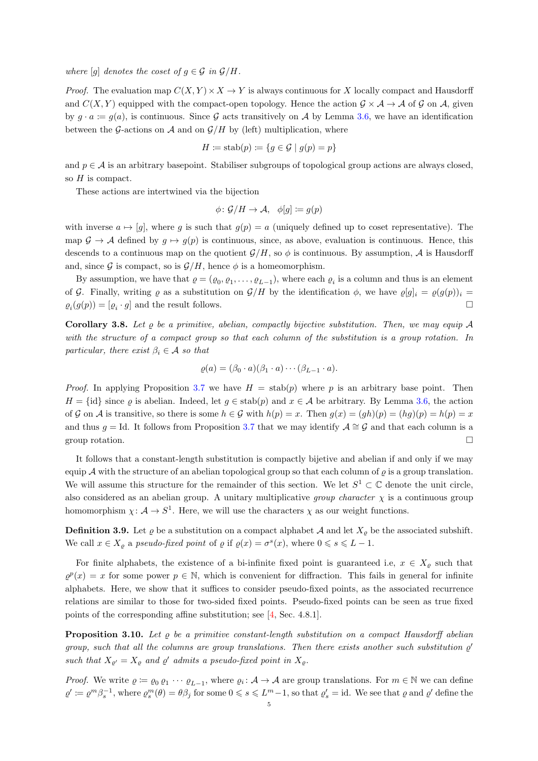*where* $[g]$ *denotes the coset of* $g \in \mathcal{G}$ *in* $\mathcal{G}/H$.

*Proof.* The evaluation map $C(X,Y) \times X \to Y$ is always continuous for $X$ locally compact and Hausdorff and $C(X,Y)$ equipped with the compact-open topology. Hence the action $\mathcal{G} \times \mathcal{A} \to \mathcal{A}$ of $\mathcal{G}$ on $\mathcal{A}$, given by $g \cdot a \coloneqq g(a)$, is continuous. Since $\mathcal{G}$ acts transitively on $\mathcal{A}$ by Lemma 3.6, we have an identification between the $\mathcal{G}$-actions on $\mathcal{A}$ and on $\mathcal{G}/H$ by (left) multiplication, where

$$H \coloneqq \operatorname{stab}(p) \coloneqq \{g \in \mathcal{G} \mid g(p) = p\}$$

and $p \in \mathcal{A}$ is an arbitrary basepoint. Stabiliser subgroups of topological group actions are always closed, so $H$ is compact.

These actions are intertwined via the bijection

$$\phi \colon \mathcal{G}/H \to \mathcal{A}, \quad \phi[g] \coloneqq g(p)$$

with inverse $a \mapsto [g]$, where $g$ is such that $g(p) = a$ (uniquely defined up to coset representative). The map $\mathcal{G} \to \mathcal{A}$ defined by $g \mapsto g(p)$ is continuous, since, as above, evaluation is continuous. Hence, this descends to a continuous map on the quotient $\mathcal{G}/H$, so $\phi$ is continuous. By assumption, $\mathcal{A}$ is Hausdorff and, since $\mathcal{G}$ is compact, so is $\mathcal{G}/H$, hence $\phi$ is a homeomorphism.

By assumption, we have that $\varrho = (\varrho_0, \varrho_1, \ldots, \varrho_{L-1})$, where each $\varrho_i$ is a column and thus is an element of $\mathcal{G}$. Finally, writing $\varrho$ as a substitution on $\mathcal{G}/H$ by the identification $\phi$, we have $\varrho[g]_i = \varrho(g(p))_i = \varrho_i(g(p)) = [\varrho_i \cdot g]$ and the result follows. □

**Corollary 3.8.** *Let* $\varrho$ *be a primitive, abelian, compactly bijective substitution. Then, we may equip* $\mathcal{A}$ *with the structure of a compact group so that each column of the substitution is a group rotation. In particular, there exist* $\beta_i \in \mathcal{A}$ *so that*

$$\varrho(a) = (\beta_0 \cdot a)(\beta_1 \cdot a) \cdots (\beta_{L-1} \cdot a).$$

*Proof.* In applying Proposition 3.7 we have $H = \operatorname{stab}(p)$ where $p$ is an arbitrary base point. Then $H = \{\mathrm{id}\}$ since $\varrho$ is abelian. Indeed, let $g \in \operatorname{stab}(p)$ and $x \in \mathcal{A}$ be arbitrary. By Lemma 3.6, the action of $\mathcal{G}$ on $\mathcal{A}$ is transitive, so there is some $h \in \mathcal{G}$ with $h(p) = x$. Then $g(x) = (gh)(p) = (hg)(p) = h(p) = x$ and thus $g = \mathrm{Id}$. It follows from Proposition 3.7 that we may identify $\mathcal{A} \cong \mathcal{G}$ and that each column is a group rotation. □

It follows that a constant-length substitution is compactly bijetive and abelian if and only if we may equip $\mathcal{A}$ with the structure of an abelian topological group so that each column of $\varrho$ is a group translation. We will assume this structure for the remainder of this section. We let $S^1 \subset \mathbb{C}$ denote the unit circle, also considered as an abelian group. A unitary multiplicative *group character* $\chi$ is a continuous group homomorphism $\chi \colon \mathcal{A} \to S^1$. Here, we will use the characters $\chi$ as our weight functions.

**Definition 3.9.** Let $\varrho$ be a substitution on a compact alphabet $\mathcal{A}$ and let $X_\varrho$ be the associated subshift. We call $x \in X_\varrho$ a *pseudo-fixed point* of $\varrho$ if $\varrho(x) = \sigma^s(x)$, where $0 \leqslant s \leqslant L-1$.

For finite alphabets, the existence of a bi-infinite fixed point is guaranteed i.e, $x \in X_\varrho$ such that $\varrho^p(x) = x$ for some power $p \in \mathbb{N}$, which is convenient for diffraction. This fails in general for infinite alphabets. Here, we show that it suffices to consider pseudo-fixed points, as the associated recurrence relations are similar to those for two-sided fixed points. Pseudo-fixed points can be seen as true fixed points of the corresponding affine substitution; see [4, Sec. 4.8.1].

**Proposition 3.10.** *Let* $\varrho$ *be a primitive constant-length substitution on a compact Hausdorff abelian group, such that all the columns are group translations. Then there exists another such substitution* $\varrho'$ *such that* $X_{\varrho'} = X_\varrho$ *and* $\varrho'$ *admits a pseudo-fixed point in* $X_\varrho$.

*Proof.* We write $\varrho \coloneqq \varrho_0\, \varrho_1 \cdots \varrho_{L-1}$, where $\varrho_i \colon \mathcal{A} \to \mathcal{A}$ are group translations. For $m \in \mathbb{N}$ we can define $\varrho' \coloneqq \varrho^m \beta_s^{-1}$, where $\varrho_s^m(\theta) = \theta\beta_j$ for some $0 \leqslant s \leqslant L^m - 1$, so that $\varrho'_s = \mathrm{id}$. We see that $\varrho$ and $\varrho'$ define the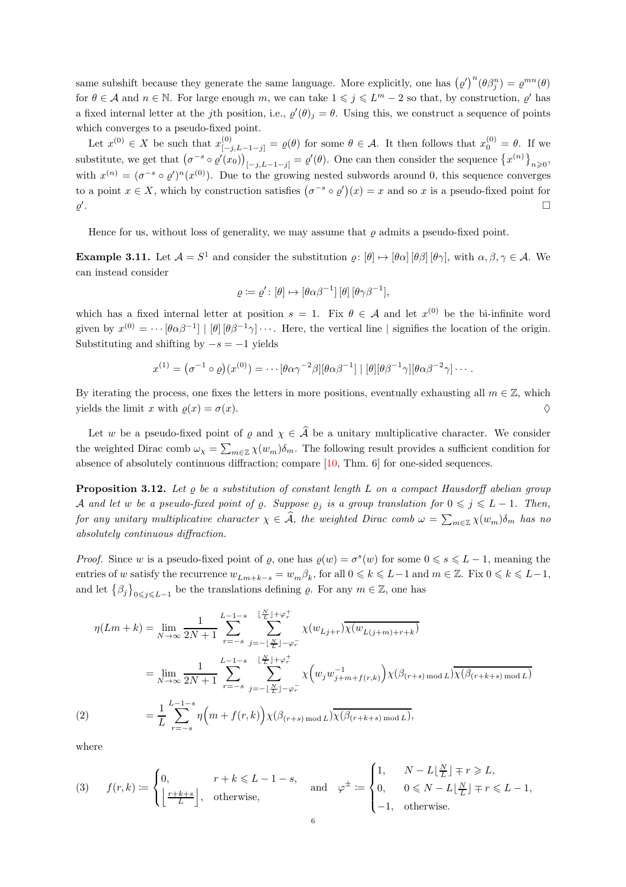same subshift because they generate the same language. More explicitly, one has $\left(\varrho'\right)^n(\theta\beta_j^n) = \varrho^{mn}(\theta)$ for $\theta \in \mathcal{A}$ and $n \in \mathbb{N}$. For large enough $m$, we can take $1 \leqslant j \leqslant L^m - 2$ so that, by construction, $\varrho'$ has a fixed internal letter at the $j$th position, i.e., $\varrho'(\theta)_j = \theta$. Using this, we construct a sequence of points which converges to a pseudo-fixed point.

Let $x^{(0)} \in X$ be such that $x^{(0)}_{[-j,L-1-j]} = \varrho(\theta)$ for some $\theta \in \mathcal{A}$. It then follows that $x^{(0)}_0 = \theta$. If we substitute, we get that $\left(\sigma^{-s} \circ \varrho'(x_0)\right)_{[-j,L-1-j]} = \varrho'(\theta)$. One can then consider the sequence $\left\{x^{(n)}\right\}_{n\geqslant 0}$, with $x^{(n)} = (\sigma^{-s} \circ \varrho')^n(x^{(0)})$. Due to the growing nested subwords around 0, this sequence converges to a point $x \in X$, which by construction satisfies $\left(\sigma^{-s} \circ \varrho'\right)(x) = x$ and so $x$ is a pseudo-fixed point for $\varrho'$. $\square$

Hence for us, without loss of generality, we may assume that $\varrho$ admits a pseudo-fixed point.

**Example 3.11.** Let $\mathcal{A} = S^1$ and consider the substitution $\varrho\colon [\theta] \mapsto [\theta\alpha]\,[\theta\beta]\,[\theta\gamma]$, with $\alpha, \beta, \gamma \in \mathcal{A}$. We can instead consider

$$\varrho \coloneqq \varrho'\colon [\theta] \mapsto [\theta\alpha\beta^{-1}]\,[\theta]\,[\theta\gamma\beta^{-1}],$$

which has a fixed internal letter at position $s = 1$. Fix $\theta \in \mathcal{A}$ and let $x^{(0)}$ be the bi-infinite word given by $x^{(0)} = \cdots [\theta\alpha\beta^{-1}] \mid [\theta]\,[\theta\beta^{-1}\gamma] \cdots$. Here, the vertical line $\mid$ signifies the location of the origin. Substituting and shifting by $-s = -1$ yields

$$x^{(1)} = \left(\sigma^{-1} \circ \varrho\right)(x^{(0)}) = \cdots [\theta\alpha\gamma^{-2}\beta][\theta\alpha\beta^{-1}] \mid [\theta][\theta\beta^{-1}\gamma][\theta\alpha\beta^{-2}\gamma] \cdots.$$

By iterating the process, one fixes the letters in more positions, eventually exhausting all $m \in \mathbb{Z}$, which yields the limit $x$ with $\varrho(x) = \sigma(x)$. $\Diamond$

Let $w$ be a pseudo-fixed point of $\varrho$ and $\chi \in \widehat{\mathcal{A}}$ be a unitary multiplicative character. We consider the weighted Dirac comb $\omega_\chi = \sum_{m\in\mathbb{Z}} \chi(w_m)\delta_m$. The following result provides a sufficient condition for absence of absolutely continuous diffraction; compare [10, Thm. 6] for one-sided sequences.

**Proposition 3.12.** *Let $\varrho$ be a substitution of constant length $L$ on a compact Hausdorff abelian group $\mathcal{A}$ and let $w$ be a pseudo-fixed point of $\varrho$. Suppose $\varrho_j$ is a group translation for $0 \leqslant j \leqslant L-1$. Then, for any unitary multiplicative character $\chi \in \widehat{\mathcal{A}}$, the weighted Dirac comb $\omega = \sum_{m\in\mathbb{Z}} \chi(w_m)\delta_m$ has no absolutely continuous diffraction.*

*Proof.* Since $w$ is a pseudo-fixed point of $\varrho$, one has $\varrho(w) = \sigma^s(w)$ for some $0 \leqslant s \leqslant L-1$, meaning the entries of $w$ satisfy the recurrence $w_{Lm+k-s} = w_m\beta_k$, for all $0 \leqslant k \leqslant L-1$ and $m \in \mathbb{Z}$. Fix $0 \leqslant k \leqslant L-1$, and let $\left\{\beta_j\right\}_{0\leqslant j\leqslant L-1}$ be the translations defining $\varrho$. For any $m \in \mathbb{Z}$, one has

$$\begin{aligned}
\eta(Lm+k) &= \lim_{N\to\infty} \frac{1}{2N+1} \sum_{r=-s}^{L-1-s} \sum_{j=-\lfloor \frac{N}{L} \rfloor - \varphi_r^-}^{\lfloor \frac{N}{L} \rfloor + \varphi_r^+} \chi(w_{Lj+r})\overline{\chi(w_{L(j+m)+r+k})} \\
&= \lim_{N\to\infty} \frac{1}{2N+1} \sum_{r=-s}^{L-1-s} \sum_{j=-\lfloor \frac{N}{L} \rfloor - \varphi_r^-}^{\lfloor \frac{N}{L} \rfloor + \varphi_r^+} \chi\Big(w_j w^{-1}_{j+m+f(r,k)}\Big)\chi(\beta_{(r+s) \bmod L})\overline{\chi(\beta_{(r+k+s) \bmod L})} \\
&= \frac{1}{L} \sum_{r=-s}^{L-1-s} \eta\Big(m + f(r,k)\Big)\chi(\beta_{(r+s) \bmod L})\overline{\chi(\beta_{(r+k+s) \bmod L})},
\end{aligned} \tag{2}$$

where

$$f(r,k) \coloneqq \begin{cases} 0, & r+k \leqslant L-1-s, \\ \left\lfloor \frac{r+k+s}{L} \right\rfloor, & \text{otherwise,} \end{cases} \quad \text{and} \quad \varphi^{\pm} \coloneqq \begin{cases} 1, & N - L\lfloor \frac{N}{L} \rfloor \mp r \geqslant L, \\ 0, & 0 \leqslant N - L\lfloor \frac{N}{L} \rfloor \mp r \leqslant L-1, \\ -1, & \text{otherwise.} \end{cases} \tag{3}$$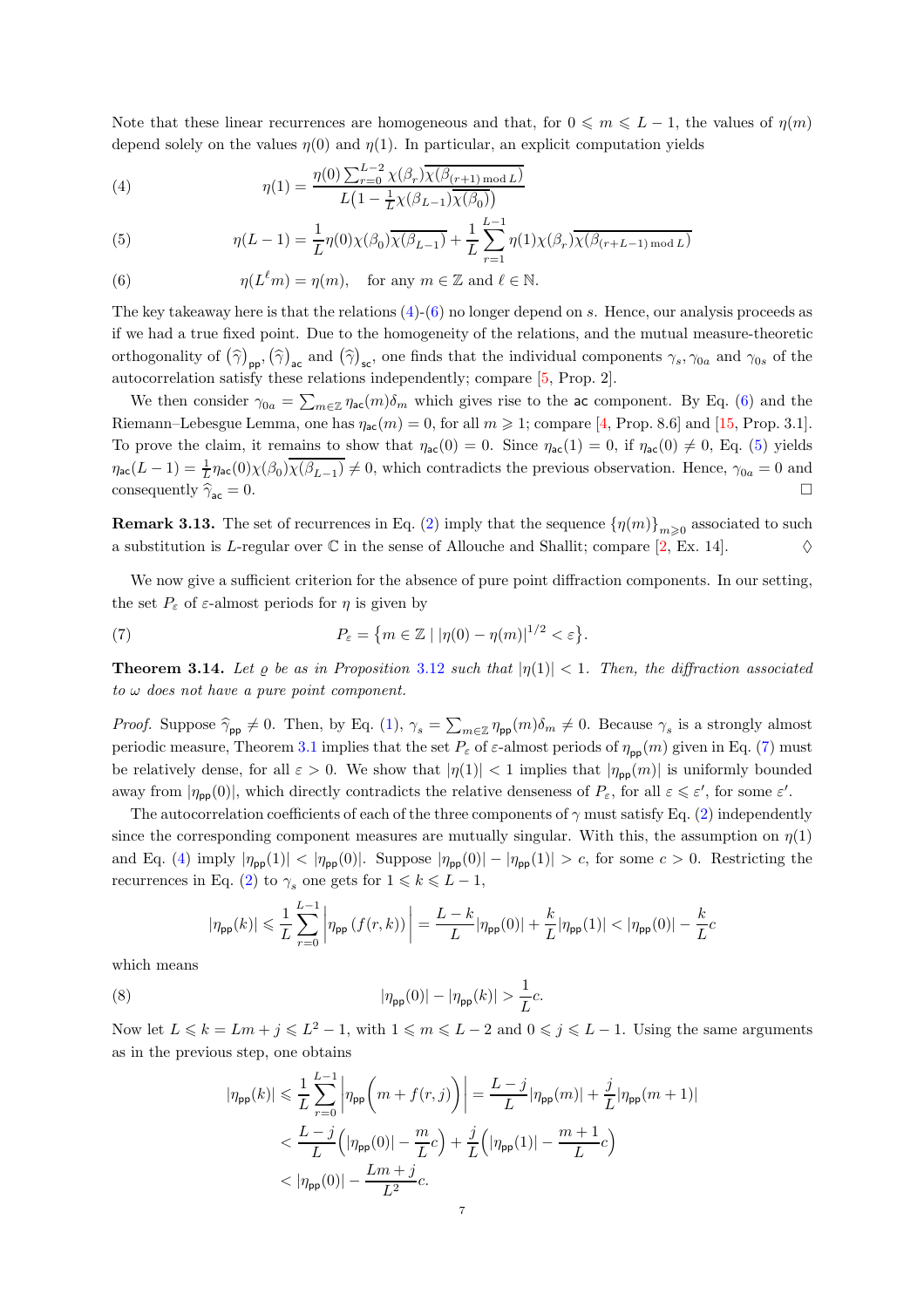Note that these linear recurrences are homogeneous and that, for $0 \leqslant m \leqslant L-1$, the values of $\eta(m)$ depend solely on the values $\eta(0)$ and $\eta(1)$. In particular, an explicit computation yields

$$\eta(1) = \frac{\eta(0)\sum_{r=0}^{L-2}\chi(\beta_r)\overline{\chi(\beta_{(r+1)\bmod L})}}{L\big(1-\frac{1}{L}\chi(\beta_{L-1})\overline{\chi(\beta_0)}\big)} \tag{4}$$

$$\eta(L-1) = \frac{1}{L}\eta(0)\chi(\beta_0)\overline{\chi(\beta_{L-1})} + \frac{1}{L}\sum_{r=1}^{L-1}\eta(1)\chi(\beta_r)\overline{\chi(\beta_{(r+L-1)\bmod L})} \tag{5}$$

$$\eta(L^\ell m) = \eta(m), \quad \text{for any } m\in\mathbb{Z} \text{ and } \ell\in\mathbb{N}. \tag{6}$$

The key takeaway here is that the relations (4)-(6) no longer depend on $s$. Hence, our analysis proceeds as if we had a true fixed point. Due to the homogeneity of the relations, and the mutual measure-theoretic orthogonality of $\big(\widehat{\gamma}\big)_{\mathsf{pp}}$, $\big(\widehat{\gamma}\big)_{\mathsf{ac}}$ and $\big(\widehat{\gamma}\big)_{\mathsf{sc}}$, one finds that the individual components $\gamma_s, \gamma_{0a}$ and $\gamma_{0s}$ of the autocorrelation satisfy these relations independently; compare [5, Prop. 2].

We then consider $\gamma_{0a} = \sum_{m\in\mathbb{Z}} \eta_{\mathsf{ac}}(m)\delta_m$ which gives rise to the $\mathsf{ac}$ component. By Eq. (6) and the Riemann–Lebesgue Lemma, one has $\eta_{\mathsf{ac}}(m) = 0$, for all $m \geqslant 1$; compare [4, Prop. 8.6] and [15, Prop. 3.1]. To prove the claim, it remains to show that $\eta_{\mathsf{ac}}(0) = 0$. Since $\eta_{\mathsf{ac}}(1) = 0$, if $\eta_{\mathsf{ac}}(0) \neq 0$, Eq. (5) yields $\eta_{\mathsf{ac}}(L-1) = \frac{1}{L}\eta_{\mathsf{ac}}(0)\chi(\beta_0)\overline{\chi(\beta_{L-1})} \neq 0$, which contradicts the previous observation. Hence, $\gamma_{0a} = 0$ and consequently $\widehat{\gamma}_{\mathsf{ac}} = 0$. $\square$

**Remark 3.13.** The set of recurrences in Eq. (2) imply that the sequence $\{\eta(m)\}_{m\geqslant 0}$ associated to such a substitution is $L$-regular over $\mathbb{C}$ in the sense of Allouche and Shallit; compare [2, Ex. 14]. $\Diamond$

We now give a sufficient criterion for the absence of pure point diffraction components. In our setting, the set $P_\varepsilon$ of $\varepsilon$-almost periods for $\eta$ is given by

$$P_\varepsilon = \big\{m\in\mathbb{Z} \mid |\eta(0)-\eta(m)|^{1/2} < \varepsilon\big\}. \tag{7}$$

**Theorem 3.14.** *Let $\varrho$ be as in Proposition 3.12 such that $|\eta(1)| < 1$. Then, the diffraction associated to $\omega$ does not have a pure point component.*

*Proof.* Suppose $\widehat{\gamma}_{\mathsf{pp}} \neq 0$. Then, by Eq. (1), $\gamma_s = \sum_{m\in\mathbb{Z}}\eta_{\mathsf{pp}}(m)\delta_m \neq 0$. Because $\gamma_s$ is a strongly almost periodic measure, Theorem 3.1 implies that the set $P_\varepsilon$ of $\varepsilon$-almost periods of $\eta_{\mathsf{pp}}(m)$ given in Eq. (7) must be relatively dense, for all $\varepsilon > 0$. We show that $|\eta(1)| < 1$ implies that $|\eta_{\mathsf{pp}}(m)|$ is uniformly bounded away from $|\eta_{\mathsf{pp}}(0)|$, which directly contradicts the relative denseness of $P_\varepsilon$, for all $\varepsilon \leqslant \varepsilon'$, for some $\varepsilon'$.

The autocorrelation coefficients of each of the three components of $\gamma$ must satisfy Eq. (2) independently since the corresponding component measures are mutually singular. With this, the assumption on $\eta(1)$ and Eq. (4) imply $|\eta_{\mathsf{pp}}(1)| < |\eta_{\mathsf{pp}}(0)|$. Suppose $|\eta_{\mathsf{pp}}(0)| - |\eta_{\mathsf{pp}}(1)| > c$, for some $c > 0$. Restricting the recurrences in Eq. (2) to $\gamma_s$ one gets for $1 \leqslant k \leqslant L-1$,

$$|\eta_{\mathsf{pp}}(k)| \leqslant \frac{1}{L}\sum_{r=0}^{L-1}\Big|\eta_{\mathsf{pp}}\left(f(r,k)\right)\Big| = \frac{L-k}{L}|\eta_{\mathsf{pp}}(0)| + \frac{k}{L}|\eta_{\mathsf{pp}}(1)| < |\eta_{\mathsf{pp}}(0)| - \frac{k}{L}c$$

which means

$$|\eta_{\mathsf{pp}}(0)| - |\eta_{\mathsf{pp}}(k)| > \frac{1}{L}c. \tag{8}$$

Now let $L \leqslant k = Lm + j \leqslant L^2 - 1$, with $1 \leqslant m \leqslant L-2$ and $0 \leqslant j \leqslant L-1$. Using the same arguments as in the previous step, one obtains

$$\begin{aligned}
|\eta_{\mathsf{pp}}(k)| &\leqslant \frac{1}{L}\sum_{r=0}^{L-1}\Big|\eta_{\mathsf{pp}}\Big(m + f(r,j)\Big)\Big| = \frac{L-j}{L}|\eta_{\mathsf{pp}}(m)| + \frac{j}{L}|\eta_{\mathsf{pp}}(m+1)| \\
&< \frac{L-j}{L}\Big(|\eta_{\mathsf{pp}}(0)| - \frac{m}{L}c\Big) + \frac{j}{L}\Big(|\eta_{\mathsf{pp}}(1)| - \frac{m+1}{L}c\Big) \\
&< |\eta_{\mathsf{pp}}(0)| - \frac{Lm+j}{L^2}c.
\end{aligned}$$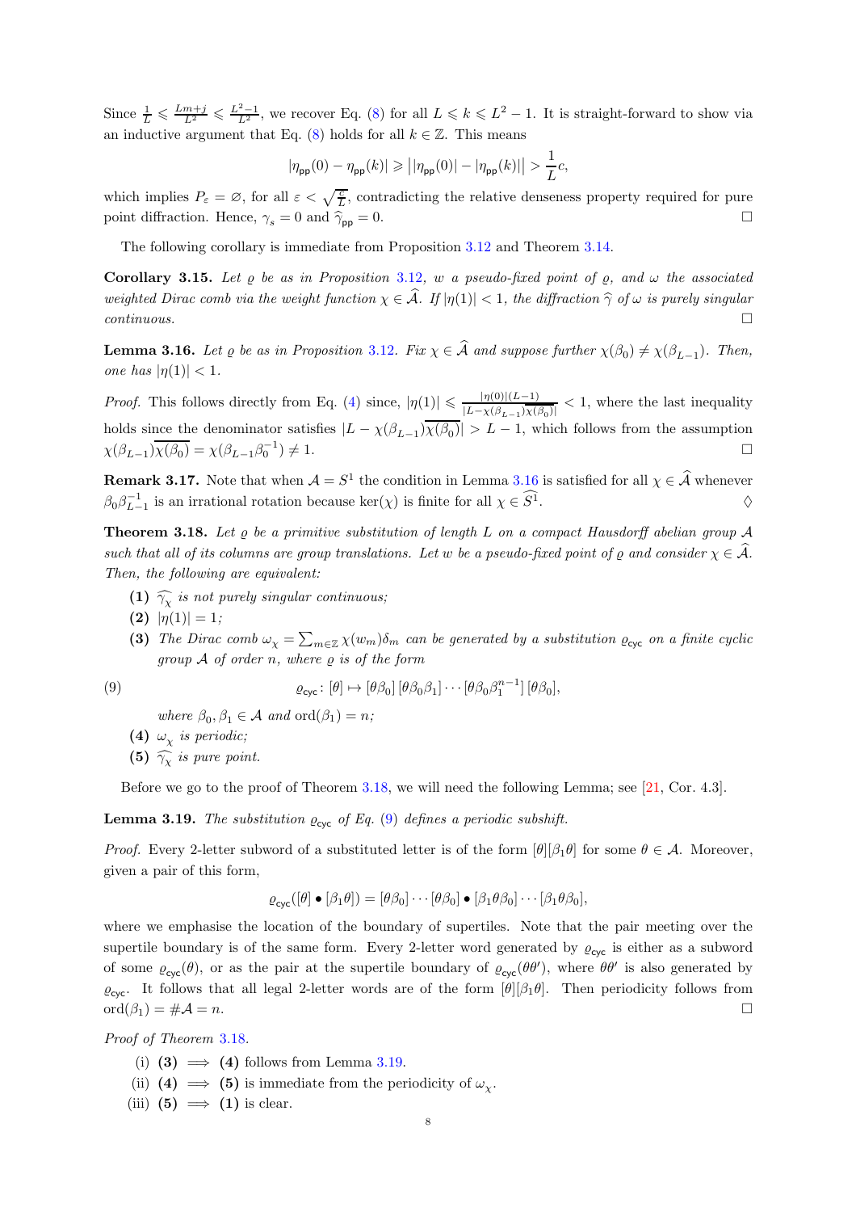Since $\frac{1}{L} \leqslant \frac{Lm+j}{L^2} \leqslant \frac{L^2-1}{L^2}$, we recover Eq. (8) for all $L \leqslant k \leqslant L^2-1$. It is straight-forward to show via an inductive argument that Eq. (8) holds for all $k \in \mathbb{Z}$. This means

$$|\eta_{\mathsf{pp}}(0) - \eta_{\mathsf{pp}}(k)| \geqslant \big||\eta_{\mathsf{pp}}(0)| - |\eta_{\mathsf{pp}}(k)|\big| > \frac{1}{L}c,$$

which implies $P_\varepsilon = \varnothing$, for all $\varepsilon < \sqrt{\frac{c}{L}}$, contradicting the relative denseness property required for pure point diffraction. Hence, $\gamma_s = 0$ and $\widehat{\gamma}_{\mathsf{pp}} = 0$. $\square$

The following corollary is immediate from Proposition 3.12 and Theorem 3.14.

**Corollary 3.15.** *Let $\varrho$ be as in Proposition 3.12, $w$ a pseudo-fixed point of $\varrho$, and $\omega$ the associated weighted Dirac comb via the weight function $\chi \in \widehat{\mathcal{A}}$. If $|\eta(1)| < 1$, the diffraction $\widehat{\gamma}$ of $\omega$ is purely singular continuous.* $\square$

**Lemma 3.16.** *Let $\varrho$ be as in Proposition 3.12. Fix $\chi \in \widehat{\mathcal{A}}$ and suppose further $\chi(\beta_0) \neq \chi(\beta_{L-1})$. Then, one has $|\eta(1)| < 1$.*

*Proof.* This follows directly from Eq. (4) since, $|\eta(1)| \leqslant \frac{|\eta(0)|(L-1)}{|L-\chi(\beta_{L-1})\overline{\chi(\beta_0)}|} < 1$, where the last inequality holds since the denominator satisfies $|L-\chi(\beta_{L-1})\overline{\chi(\beta_0)}| > L-1$, which follows from the assumption $\chi(\beta_{L-1})\overline{\chi(\beta_0)} = \chi(\beta_{L-1}\beta_0^{-1}) \neq 1$. $\square$

**Remark 3.17.** Note that when $\mathcal{A} = S^1$ the condition in Lemma 3.16 is satisfied for all $\chi \in \widehat{\mathcal{A}}$ whenever $\beta_0\beta_{L-1}^{-1}$ is an irrational rotation because $\ker(\chi)$ is finite for all $\chi \in \widehat{S^1}$. $\Diamond$

**Theorem 3.18.** *Let $\varrho$ be a primitive substitution of length $L$ on a compact Hausdorff abelian group $\mathcal{A}$ such that all of its columns are group translations. Let $w$ be a pseudo-fixed point of $\varrho$ and consider $\chi \in \widehat{\mathcal{A}}$. Then, the following are equivalent:*

- **(1)** *$\widehat{\gamma_\chi}$ is not purely singular continuous;*
- **(2)** *$|\eta(1)| = 1$;*
- **(3)** *The Dirac comb $\omega_\chi = \sum_{m\in\mathbb{Z}} \chi(w_m)\delta_m$ can be generated by a substitution $\varrho_{\mathsf{cyc}}$ on a finite cyclic group $\mathcal{A}$ of order $n$, where $\varrho$ is of the form*

$$\varrho_{\mathsf{cyc}} \colon [\theta] \mapsto [\theta\beta_0]\,[\theta\beta_0\beta_1] \cdots [\theta\beta_0\beta_1^{n-1}]\,[\theta\beta_0], \tag{9}$$

  *where $\beta_0, \beta_1 \in \mathcal{A}$ and $\mathrm{ord}(\beta_1) = n$;*
- **(4)** *$\omega_\chi$ is periodic;*
- **(5)** *$\widehat{\gamma_\chi}$ is pure point.*

Before we go to the proof of Theorem 3.18, we will need the following Lemma; see [21, Cor. 4.3].

**Lemma 3.19.** *The substitution $\varrho_{\mathsf{cyc}}$ of Eq. (9) defines a periodic subshift.*

*Proof.* Every 2-letter subword of a substituted letter is of the form $[\theta][\beta_1\theta]$ for some $\theta \in \mathcal{A}$. Moreover, given a pair of this form,

$$\varrho_{\mathsf{cyc}}([\theta] \bullet [\beta_1\theta]) = [\theta\beta_0] \cdots [\theta\beta_0] \bullet [\beta_1\theta\beta_0] \cdots [\beta_1\theta\beta_0],$$

where we emphasise the location of the boundary of supertiles. Note that the pair meeting over the supertile boundary is of the same form. Every 2-letter word generated by $\varrho_{\mathsf{cyc}}$ is either as a subword of some $\varrho_{\mathsf{cyc}}(\theta)$, or as the pair at the supertile boundary of $\varrho_{\mathsf{cyc}}(\theta\theta')$, where $\theta\theta'$ is also generated by $\varrho_{\mathsf{cyc}}$. It follows that all legal 2-letter words are of the form $[\theta][\beta_1\theta]$. Then periodicity follows from $\mathrm{ord}(\beta_1) = \#\mathcal{A} = n$. $\square$

*Proof of Theorem 3.18.*

- (i) **(3)** $\implies$ **(4)** follows from Lemma 3.19.
- (ii) **(4)** $\implies$ **(5)** is immediate from the periodicity of $\omega_\chi$.
- (iii) **(5)** $\implies$ **(1)** is clear.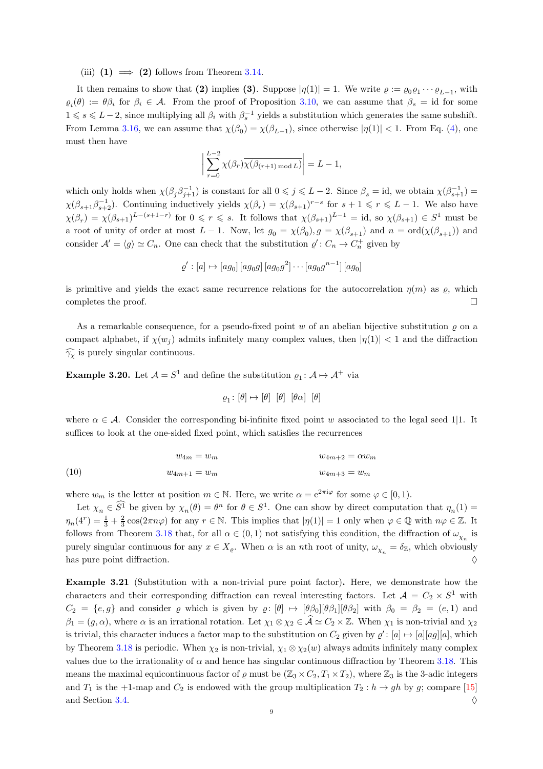(iii) **(1)** $\implies$ **(2)** follows from Theorem 3.14.

It then remains to show that **(2)** implies **(3)**. Suppose $|\eta(1)| = 1$. We write $\varrho := \varrho_0\varrho_1\cdots\varrho_{L-1}$, with $\varrho_i(\theta) := \theta\beta_i$ for $\beta_i \in \mathcal{A}$. From the proof of Proposition 3.10, we can assume that $\beta_s = \mathrm{id}$ for some $1 \leqslant s \leqslant L-2$, since multiplying all $\beta_i$ with $\beta_s^{-1}$ yields a substitution which generates the same subshift. From Lemma 3.16, we can assume that $\chi(\beta_0) = \chi(\beta_{L-1})$, since otherwise $|\eta(1)| < 1$. From Eq. (4), one must then have

$$\left| \sum_{r=0}^{L-2} \chi(\beta_r)\overline{\chi(\beta_{(r+1) \bmod L})} \right| = L-1,$$

which only holds when $\chi(\beta_j\beta_{j+1}^{-1})$ is constant for all $0 \leqslant j \leqslant L-2$. Since $\beta_s = \mathrm{id}$, we obtain $\chi(\beta_{s+1}^{-1}) = \chi(\beta_{s+1}\beta_{s+2}^{-1})$. Continuing inductively yields $\chi(\beta_r) = \chi(\beta_{s+1})^{r-s}$ for $s+1 \leqslant r \leqslant L-1$. We also have $\chi(\beta_r) = \chi(\beta_{s+1})^{L-(s+1-r)}$ for $0 \leqslant r \leqslant s$. It follows that $\chi(\beta_{s+1})^{L-1} = \mathrm{id}$, so $\chi(\beta_{s+1}) \in S^1$ must be a root of unity of order at most $L-1$. Now, let $g_0 = \chi(\beta_0), g = \chi(\beta_{s+1})$ and $n = \mathrm{ord}(\chi(\beta_{s+1}))$ and consider $\mathcal{A}' = \langle g \rangle \simeq C_n$. One can check that the substitution $\varrho' \colon C_n \to C_n^+$ given by

$$\varrho' : [a] \mapsto [ag_0]\,[ag_0g]\,[ag_0g^2]\cdots[ag_0g^{n-1}]\,[ag_0]$$

is primitive and yields the exact same recurrence relations for the autocorrelation $\eta(m)$ as $\varrho$, which completes the proof. $\square$

As a remarkable consequence, for a pseudo-fixed point $w$ of an abelian bijective substitution $\varrho$ on a compact alphabet, if $\chi(w_j)$ admits infinitely many complex values, then $|\eta(1)| < 1$ and the diffraction $\widehat{\gamma_\chi}$ is purely singular continuous.

**Example 3.20.** Let $\mathcal{A} = S^1$ and define the substitution $\varrho_1 \colon \mathcal{A} \mapsto \mathcal{A}^+$ via

$$\varrho_1 \colon [\theta] \mapsto [\theta]\ \ [\theta]\ \ [\theta\alpha]\ \ [\theta]$$

where $\alpha \in \mathcal{A}$. Consider the corresponding bi-infinite fixed point $w$ associated to the legal seed $1|1$. It suffices to look at the one-sided fixed point, which satisfies the recurrences

$$\begin{aligned}
w_{4m} &= w_m & \qquad w_{4m+2} &= \alpha w_m \\
w_{4m+1} &= w_m & \qquad w_{4m+3} &= w_m
\end{aligned} \tag{10}$$

where $w_m$ is the letter at position $m \in \mathbb{N}$. Here, we write $\alpha = \mathrm{e}^{2\pi\mathrm{i}\varphi}$ for some $\varphi \in [0,1)$.

Let $\chi_n \in \widehat{S^1}$ be given by $\chi_n(\theta) = \theta^n$ for $\theta \in S^1$. One can show by direct computation that $\eta_n(1) = \eta_n(4^r) = \frac{1}{3} + \frac{2}{3}\cos(2\pi n\varphi)$ for any $r \in \mathbb{N}$. This implies that $|\eta(1)| = 1$ only when $\varphi \in \mathbb{Q}$ with $n\varphi \in \mathbb{Z}$. It follows from Theorem 3.18 that, for all $\alpha \in (0,1)$ not satisfying this condition, the diffraction of $\omega_{\chi_n}$ is purely singular continuous for any $x \in X_\varrho$. When $\alpha$ is an $n$th root of unity, $\omega_{\chi_n} = \delta_{\mathbb{Z}}$, which obviously has pure point diffraction. $\Diamond$

**Example 3.21** (Substitution with a non-trivial pure point factor)**.** Here, we demonstrate how the characters and their corresponding diffraction can reveal interesting factors. Let $\mathcal{A} = C_2 \times S^1$ with $C_2 = \{e, g\}$ and consider $\varrho$ which is given by $\varrho \colon [\theta] \mapsto [\theta\beta_0][\theta\beta_1][\theta\beta_2]$ with $\beta_0 = \beta_2 = (e, 1)$ and $\beta_1 = (g, \alpha)$, where $\alpha$ is an irrational rotation. Let $\chi_1 \otimes \chi_2 \in \widehat{\mathcal{A}} \simeq C_2 \times \mathbb{Z}$. When $\chi_1$ is non-trivial and $\chi_2$ is trivial, this character induces a factor map to the substitution on $C_2$ given by $\varrho' \colon [a] \mapsto [a][ag][a]$, which by Theorem 3.18 is periodic. When $\chi_2$ is non-trivial, $\chi_1 \otimes \chi_2(w)$ always admits infinitely many complex values due to the irrationality of $\alpha$ and hence has singular continuous diffraction by Theorem 3.18. This means the maximal equicontinuous factor of $\varrho$ must be $(\mathbb{Z}_3 \times C_2, T_1 \times T_2)$, where $\mathbb{Z}_3$ is the 3-adic integers and $T_1$ is the $+1$-map and $C_2$ is endowed with the group multiplication $T_2 : h \to gh$ by $g$; compare [15] and Section 3.4. $\Diamond$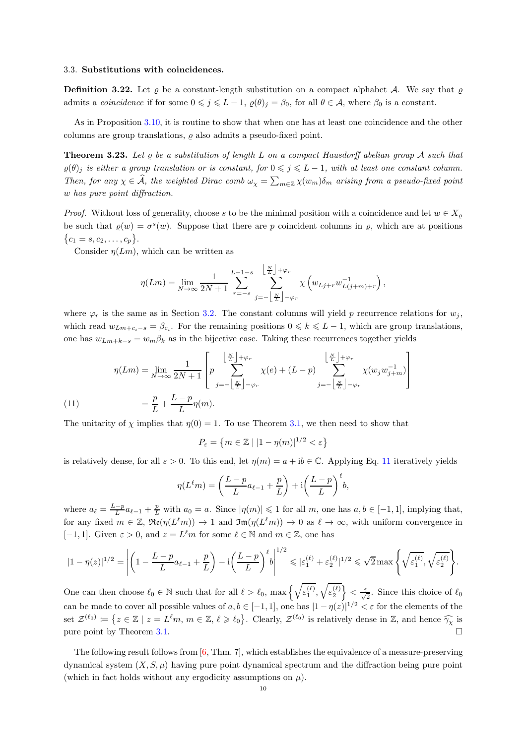### 3.3. Substitutions with coincidences.

**Definition 3.22.** Let $\varrho$ be a constant-length substitution on a compact alphabet $\mathcal{A}$. We say that $\varrho$ admits a *coincidence* if for some $0 \leqslant j \leqslant L-1$, $\varrho(\theta)_j = \beta_0$, for all $\theta \in \mathcal{A}$, where $\beta_0$ is a constant.

As in Proposition 3.10, it is routine to show that when one has at least one coincidence and the other columns are group translations, $\varrho$ also admits a pseudo-fixed point.

**Theorem 3.23.** *Let $\varrho$ be a substitution of length $L$ on a compact Hausdorff abelian group $\mathcal{A}$ such that $\varrho(\theta)_j$ is either a group translation or is constant, for $0 \leqslant j \leqslant L-1$, with at least one constant column. Then, for any $\chi \in \widehat{\mathcal{A}}$, the weighted Dirac comb $\omega_\chi = \sum_{m\in\mathbb{Z}} \chi(w_m)\delta_m$ arising from a pseudo-fixed point $w$ has pure point diffraction.*

*Proof.* Without loss of generality, choose $s$ to be the minimal position with a coincidence and let $w \in X_\varrho$ be such that $\varrho(w) = \sigma^s(w)$. Suppose that there are $p$ coincident columns in $\varrho$, which are at positions $\{c_1 = s, c_2, \ldots, c_p\}$.

Consider $\eta(Lm)$, which can be written as

$$\eta(Lm) = \lim_{N\to\infty} \frac{1}{2N+1} \sum_{r=-s}^{L-1-s} \sum_{j=-\left\lfloor \frac{N}{L}\right\rfloor - \varphi_r}^{\left\lfloor \frac{N}{L}\right\rfloor + \varphi_r} \chi\left(w_{Lj+r} w^{-1}_{L(j+m)+r}\right),$$

where $\varphi_r$ is the same as in Section 3.2. The constant columns will yield $p$ recurrence relations for $w_j$, which read $w_{Lm+c_i-s} = \beta_{c_i}$. For the remaining positions $0 \leqslant k \leqslant L-1$, which are group translations, one has $w_{Lm+k-s} = w_m \beta_k$ as in the bijective case. Taking these recurrences together yields

$$\begin{aligned}
\eta(Lm) &= \lim_{N\to\infty} \frac{1}{2N+1} \left[ p \sum_{j=-\left\lfloor \frac{N}{L}\right\rfloor - \varphi_r}^{\left\lfloor \frac{N}{L}\right\rfloor + \varphi_r} \chi(e) + (L-p) \sum_{j=-\left\lfloor \frac{N}{L}\right\rfloor - \varphi_r}^{\left\lfloor \frac{N}{L}\right\rfloor + \varphi_r} \chi(w_j w^{-1}_{j+m}) \right] \\
&= \frac{p}{L} + \frac{L-p}{L}\eta(m). \qquad (11)
\end{aligned}$$

The unitarity of $\chi$ implies that $\eta(0) = 1$. To use Theorem 3.1, we then need to show that

$$P_\varepsilon = \left\{ m \in \mathbb{Z} \mid |1-\eta(m)|^{1/2} < \varepsilon \right\}$$

is relatively dense, for all $\varepsilon > 0$. To this end, let $\eta(m) = a + \mathrm{i}b \in \mathbb{C}$. Applying Eq. 11 iteratively yields

$$\eta(L^\ell m) = \left(\frac{L-p}{L}a_{\ell-1} + \frac{p}{L}\right) + \mathrm{i}\left(\frac{L-p}{L}\right)^{\ell} b,$$

where $a_\ell = \frac{L-p}{L}a_{\ell-1} + \frac{p}{L}$ with $a_0 = a$. Since $|\eta(m)| \leqslant 1$ for all $m$, one has $a, b \in [-1,1]$, implying that, for any fixed $m \in \mathbb{Z}$, $\mathfrak{Re}(\eta(L^\ell m)) \to 1$ and $\mathfrak{Im}(\eta(L^\ell m)) \to 0$ as $\ell \to \infty$, with uniform convergence in $[-1,1]$. Given $\varepsilon > 0$, and $z = L^\ell m$ for some $\ell \in \mathbb{N}$ and $m \in \mathbb{Z}$, one has

$$|1-\eta(z)|^{1/2} = \left| \left(1 - \frac{L-p}{L}a_{\ell-1} + \frac{p}{L}\right) - \mathrm{i}\left(\frac{L-p}{L}\right)^{\ell} b \right|^{1/2} \leqslant |\varepsilon_1^{(\ell)} + \varepsilon_2^{(\ell)}|^{1/2} \leqslant \sqrt{2}\max\left\{ \sqrt{\varepsilon_1^{(\ell)}}, \sqrt{\varepsilon_2^{(\ell)}} \right\}.$$

One can then choose $\ell_0 \in \mathbb{N}$ such that for all $\ell > \ell_0$, $\max\left\{ \sqrt{\varepsilon_1^{(\ell)}}, \sqrt{\varepsilon_2^{(\ell)}} \right\} < \frac{\varepsilon}{\sqrt{2}}$. Since this choice of $\ell_0$ can be made to cover all possible values of $a, b \in [-1,1]$, one has $|1-\eta(z)|^{1/2} < \varepsilon$ for the elements of the set $\mathcal{Z}^{(\ell_0)} := \left\{ z \in \mathbb{Z} \mid z = L^\ell m,\, m \in \mathbb{Z},\, \ell \geqslant \ell_0 \right\}$. Clearly, $\mathcal{Z}^{(\ell_0)}$ is relatively dense in $\mathbb{Z}$, and hence $\widehat{\gamma_\chi}$ is pure point by Theorem 3.1. $\square$

The following result follows from [6, Thm. 7], which establishes the equivalence of a measure-preserving dynamical system $(X, S, \mu)$ having pure point dynamical spectrum and the diffraction being pure point (which in fact holds without any ergodicity assumptions on $\mu$).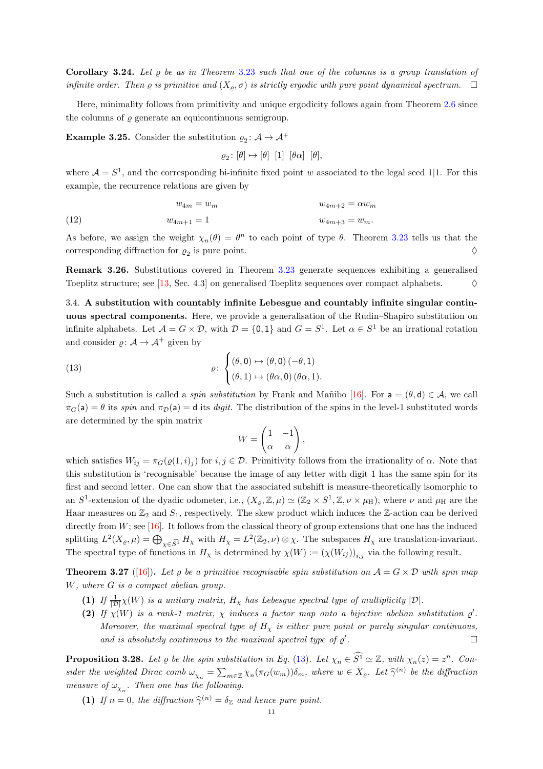**Corollary 3.24.** *Let $\varrho$ be as in Theorem 3.23 such that one of the columns is a group translation of infinite order. Then $\varrho$ is primitive and $(X_\varrho, \sigma)$ is strictly ergodic with pure point dynamical spectrum.* $\square$

Here, minimality follows from primitivity and unique ergodicity follows again from Theorem 2.6 since the columns of $\varrho$ generate an equicontinuous semigroup.

**Example 3.25.** Consider the substitution $\varrho_2 \colon \mathcal{A} \to \mathcal{A}^+$

$$\varrho_2 \colon [\theta] \mapsto [\theta] \;\; [1] \;\; [\theta\alpha] \;\; [\theta],$$

where $\mathcal{A} = S^1$, and the corresponding bi-infinite fixed point $w$ associated to the legal seed $1|1$. For this example, the recurrence relations are given by

$$\begin{aligned} w_{4m} &= w_m & \qquad w_{4m+2} &= \alpha w_m \\ w_{4m+1} &= 1 & \qquad w_{4m+3} &= w_m. \end{aligned} \tag{12}$$

As before, we assign the weight $\chi_n(\theta) = \theta^n$ to each point of type $\theta$. Theorem 3.23 tells us that the corresponding diffraction for $\varrho_2$ is pure point. $\lozenge$

**Remark 3.26.** Substitutions covered in Theorem 3.23 generate sequences exhibiting a generalised Toeplitz structure; see [13, Sec. 4.3] on generalised Toeplitz sequences over compact alphabets. $\lozenge$

3.4. **A substitution with countably infinite Lebesgue and countably infinite singular continuous spectral components.** Here, we provide a generalisation of the Rudin–Shapiro substitution on infinite alphabets. Let $\mathcal{A} = G \times \mathcal{D}$, with $\mathcal{D} = \{0, 1\}$ and $G = S^1$. Let $\alpha \in S^1$ be an irrational rotation and consider $\varrho \colon \mathcal{A} \to \mathcal{A}^+$ given by

$$\varrho \colon \begin{cases} (\theta, 0) \mapsto (\theta, 0)\, (-\theta, 1) \\ (\theta, 1) \mapsto (\theta\alpha, 0)\, (\theta\alpha, 1). \end{cases} \tag{13}$$

Such a substitution is called a *spin substitution* by Frank and Mañibo [16]. For $\mathsf{a} = (\theta, \mathsf{d}) \in \mathcal{A}$, we call $\pi_G(\mathsf{a}) = \theta$ its *spin* and $\pi_{\mathcal{D}}(\mathsf{a}) = \mathsf{d}$ its *digit*. The distribution of the spins in the level-1 substituted words are determined by the spin matrix

$$W = \begin{pmatrix} 1 & -1 \\ \alpha & \alpha \end{pmatrix},$$

which satisfies $W_{ij} = \pi_G(\varrho(1, i)_j)$ for $i, j \in \mathcal{D}$. Primitivity follows from the irrationality of $\alpha$. Note that this substitution is 'recognisable' because the image of any letter with digit 1 has the same spin for its first and second letter. One can show that the associated subshift is measure-theoretically isomorphic to an $S^1$-extension of the dyadic odometer, i.e., $(X_\varrho, \mathbb{Z}, \mu) \simeq (\mathbb{Z}_2 \times S^1, \mathbb{Z}, \nu \times \mu_{\mathrm{H}})$, where $\nu$ and $\mu_{\mathrm{H}}$ are the Haar measures on $\mathbb{Z}_2$ and $S_1$, respectively. The skew product which induces the $\mathbb{Z}$-action can be derived directly from $W$; see [16]. It follows from the classical theory of group extensions that one has the induced splitting $L^2(X_\varrho, \mu) = \bigoplus_{\chi \in \widehat{S^1}} H_\chi$ with $H_\chi = L^2(\mathbb{Z}_2, \nu) \otimes \chi$. The subspaces $H_\chi$ are translation-invariant. The spectral type of functions in $H_\chi$ is determined by $\chi(W) := (\chi(W_{ij}))_{i,j}$ via the following result.

**Theorem 3.27** ([16])**.** *Let $\varrho$ be a primitive recognisable spin substitution on $\mathcal{A} = G \times \mathcal{D}$ with spin map $W$, where $G$ is a compact abelian group.*

- **(1)** *If $\frac{1}{|\mathcal{D}|}\chi(W)$ is a unitary matrix, $H_\chi$ has Lebesgue spectral type of multiplicity $|\mathcal{D}|$.*
- **(2)** *If $\chi(W)$ is a rank-1 matrix, $\chi$ induces a factor map onto a bijective abelian substitution $\varrho'$. Moreover, the maximal spectral type of $H_\chi$ is either pure point or purely singular continuous, and is absolutely continuous to the maximal spectral type of $\varrho'$.* $\square$

**Proposition 3.28.** *Let $\varrho$ be the spin substitution in Eq. (13). Let $\chi_n \in \widehat{S^1} \simeq \mathbb{Z}$, with $\chi_n(z) = z^n$. Consider the weighted Dirac comb $\omega_{\chi_n} = \sum_{m \in \mathbb{Z}} \chi_n(\pi_G(w_m))\delta_m$, where $w \in X_\varrho$. Let $\widehat{\gamma}^{(n)}$ be the diffraction measure of $\omega_{\chi_n}$. Then one has the following.*

- **(1)** *If $n = 0$, the diffraction $\widehat{\gamma}^{(n)} = \delta_{\mathbb{Z}}$ and hence pure point.*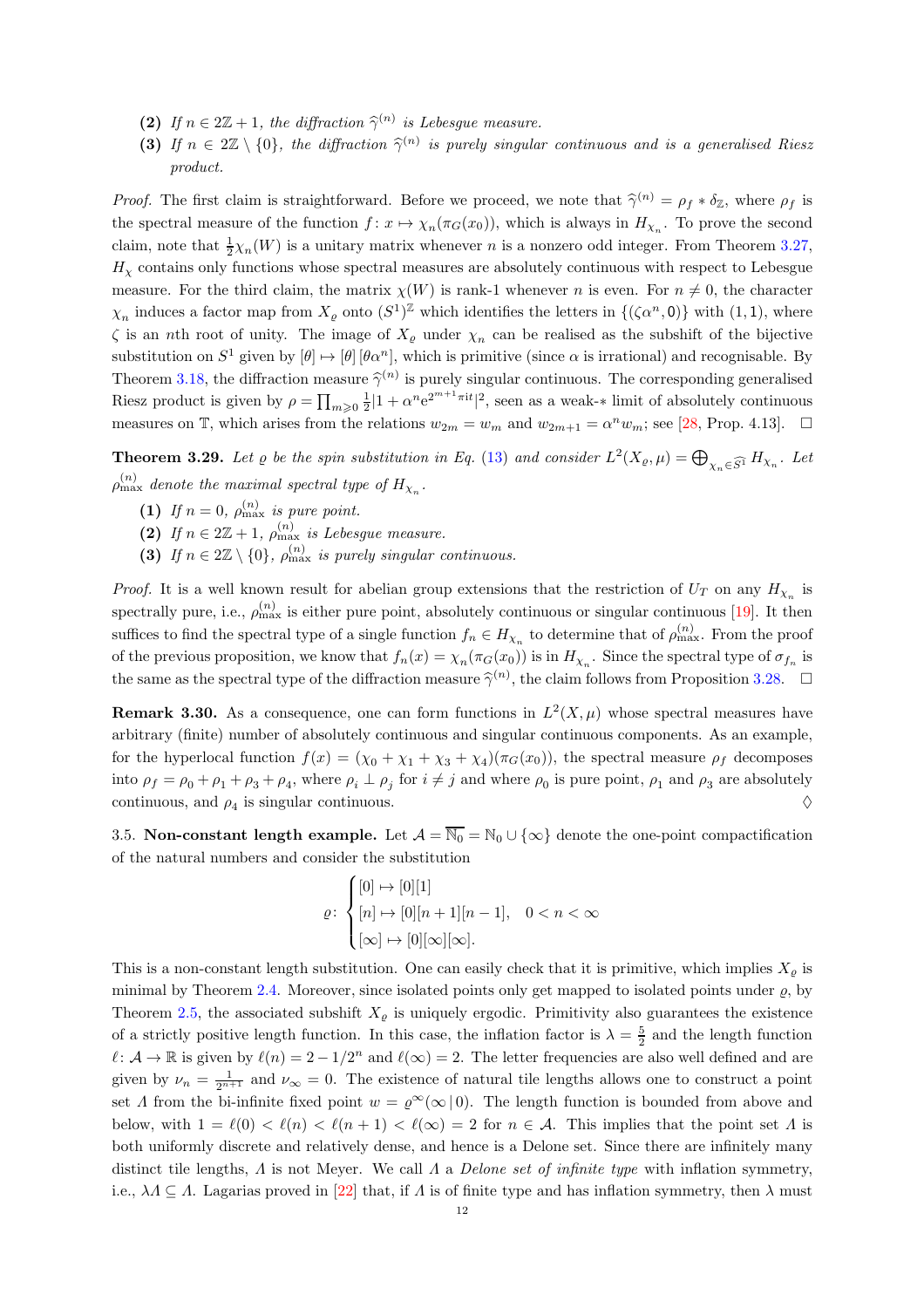**(2)** *If $n \in 2\mathbb{Z}+1$, the diffraction $\widehat{\gamma}^{(n)}$ is Lebesgue measure.*

**(3)** *If $n \in 2\mathbb{Z} \setminus \{0\}$, the diffraction $\widehat{\gamma}^{(n)}$ is purely singular continuous and is a generalised Riesz product.*

*Proof.* The first claim is straightforward. Before we proceed, we note that $\widehat{\gamma}^{(n)} = \rho_f * \delta_{\mathbb{Z}}$, where $\rho_f$ is the spectral measure of the function $f\colon x \mapsto \chi_n(\pi_G(x_0))$, which is always in $H_{\chi_n}$. To prove the second claim, note that $\frac{1}{2}\chi_n(W)$ is a unitary matrix whenever $n$ is a nonzero odd integer. From Theorem 3.27, $H_\chi$ contains only functions whose spectral measures are absolutely continuous with respect to Lebesgue measure. For the third claim, the matrix $\chi(W)$ is rank-1 whenever $n$ is even. For $n \neq 0$, the character $\chi_n$ induces a factor map from $X_\varrho$ onto $(S^1)^{\mathbb{Z}}$ which identifies the letters in $\{(\zeta\alpha^n, \mathsf{0})\}$ with $(1,1)$, where $\zeta$ is an $n$th root of unity. The image of $X_\varrho$ under $\chi_n$ can be realised as the subshift of the bijective substitution on $S^1$ given by $[\theta] \mapsto [\theta]\,[\theta\alpha^n]$, which is primitive (since $\alpha$ is irrational) and recognisable. By Theorem 3.18, the diffraction measure $\widehat{\gamma}^{(n)}$ is purely singular continuous. The corresponding generalised Riesz product is given by $\rho = \prod_{m \geqslant 0} \frac{1}{2}|1 + \alpha^n \mathrm{e}^{2^{m+1}\pi \mathrm{i}t}|^2$, seen as a weak-$*$ limit of absolutely continuous measures on $\mathbb{T}$, which arises from the relations $w_{2m} = w_m$ and $w_{2m+1} = \alpha^n w_m$; see [28, Prop. 4.13]. $\square$

**Theorem 3.29.** *Let $\varrho$ be the spin substitution in Eq. (13) and consider $L^2(X_\varrho, \mu) = \bigoplus_{\chi_n \in \widehat{S^1}} H_{\chi_n}$. Let $\rho_{\max}^{(n)}$ denote the maximal spectral type of $H_{\chi_n}$.*

**(1)** *If $n = 0$, $\rho_{\max}^{(n)}$ is pure point.*

**(2)** *If $n \in 2\mathbb{Z}+1$, $\rho_{\max}^{(n)}$ is Lebesgue measure.*

**(3)** *If $n \in 2\mathbb{Z} \setminus \{0\}$, $\rho_{\max}^{(n)}$ is purely singular continuous.*

*Proof.* It is a well known result for abelian group extensions that the restriction of $U_T$ on any $H_{\chi_n}$ is spectrally pure, i.e., $\rho_{\max}^{(n)}$ is either pure point, absolutely continuous or singular continuous [19]. It then suffices to find the spectral type of a single function $f_n \in H_{\chi_n}$ to determine that of $\rho_{\max}^{(n)}$. From the proof of the previous proposition, we know that $f_n(x) = \chi_n(\pi_G(x_0))$ is in $H_{\chi_n}$. Since the spectral type of $\sigma_{f_n}$ is the same as the spectral type of the diffraction measure $\widehat{\gamma}^{(n)}$, the claim follows from Proposition 3.28. $\square$

**Remark 3.30.** As a consequence, one can form functions in $L^2(X, \mu)$ whose spectral measures have arbitrary (finite) number of absolutely continuous and singular continuous components. As an example, for the hyperlocal function $f(x) = (\chi_0 + \chi_1 + \chi_3 + \chi_4)(\pi_G(x_0))$, the spectral measure $\rho_f$ decomposes into $\rho_f = \rho_0 + \rho_1 + \rho_3 + \rho_4$, where $\rho_i \perp \rho_j$ for $i \neq j$ and where $\rho_0$ is pure point, $\rho_1$ and $\rho_3$ are absolutely continuous, and $\rho_4$ is singular continuous. $\Diamond$

3.5. **Non-constant length example.** Let $\mathcal{A} = \overline{\mathbb{N}_0} = \mathbb{N}_0 \cup \{\infty\}$ denote the one-point compactification of the natural numbers and consider the substitution

$$\varrho\colon \begin{cases} [0] \mapsto [0][1] \\ [n] \mapsto [0][n+1][n-1], \quad 0 < n < \infty \\ [\infty] \mapsto [0][\infty][\infty]. \end{cases}$$

This is a non-constant length substitution. One can easily check that it is primitive, which implies $X_\varrho$ is minimal by Theorem 2.4. Moreover, since isolated points only get mapped to isolated points under $\varrho$, by Theorem 2.5, the associated subshift $X_\varrho$ is uniquely ergodic. Primitivity also guarantees the existence of a strictly positive length function. In this case, the inflation factor is $\lambda = \frac{5}{2}$ and the length function $\ell\colon \mathcal{A} \to \mathbb{R}$ is given by $\ell(n) = 2 - 1/2^n$ and $\ell(\infty) = 2$. The letter frequencies are also well defined and are given by $\nu_n = \frac{1}{2^{n+1}}$ and $\nu_\infty = 0$. The existence of natural tile lengths allows one to construct a point set $\varLambda$ from the bi-infinite fixed point $w = \varrho^\infty(\infty \,|\, 0)$. The length function is bounded from above and below, with $1 = \ell(0) < \ell(n) < \ell(n+1) < \ell(\infty) = 2$ for $n \in \mathcal{A}$. This implies that the point set $\varLambda$ is both uniformly discrete and relatively dense, and hence is a Delone set. Since there are infinitely many distinct tile lengths, $\varLambda$ is not Meyer. We call $\varLambda$ a *Delone set of infinite type* with inflation symmetry, i.e., $\lambda\varLambda \subseteq \varLambda$. Lagarias proved in [22] that, if $\varLambda$ is of finite type and has inflation symmetry, then $\lambda$ must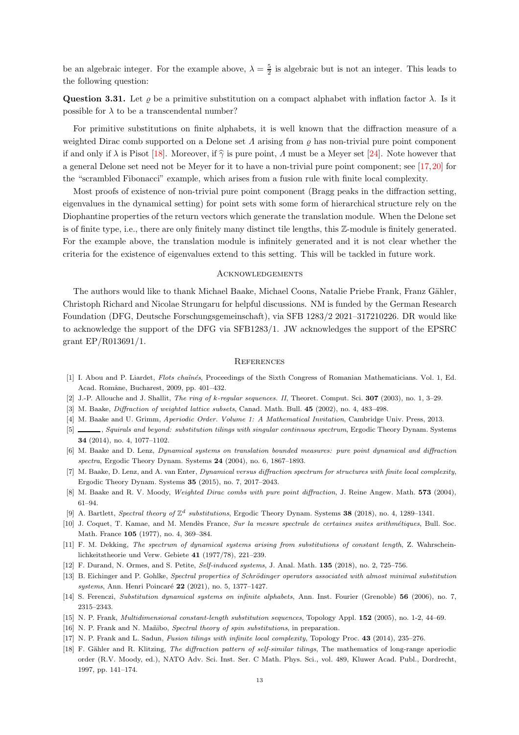be an algebraic integer. For the example above, $\lambda = \frac{5}{2}$ is algebraic but is not an integer. This leads to the following question:

**Question 3.31.** Let $\varrho$ be a primitive substitution on a compact alphabet with inflation factor $\lambda$. Is it possible for $\lambda$ to be a transcendental number?

For primitive substitutions on finite alphabets, it is well known that the diffraction measure of a weighted Dirac comb supported on a Delone set $\varLambda$ arising from $\varrho$ has non-trivial pure point component if and only if $\lambda$ is Pisot [18]. Moreover, if $\widehat{\gamma}$ is pure point, $\varLambda$ must be a Meyer set [24]. Note however that a general Delone set need not be Meyer for it to have a non-trivial pure point component; see [17,20] for the "scrambled Fibonacci" example, which arises from a fusion rule with finite local complexity.

Most proofs of existence of non-trivial pure point component (Bragg peaks in the diffraction setting, eigenvalues in the dynamical setting) for point sets with some form of hierarchical structure rely on the Diophantine properties of the return vectors which generate the translation module. When the Delone set is of finite type, i.e., there are only finitely many distinct tile lengths, this $\mathbb{Z}$-module is finitely generated. For the example above, the translation module is infinitely generated and it is not clear whether the criteria for the existence of eigenvalues extend to this setting. This will be tackled in future work.

## Acknowledgements

The authors would like to thank Michael Baake, Michael Coons, Natalie Priebe Frank, Franz Gähler, Christoph Richard and Nicolae Strungaru for helpful discussions. NM is funded by the German Research Foundation (DFG, Deutsche Forschungsgemeinschaft), via SFB 1283/2 2021–317210226. DR would like to acknowledge the support of the DFG via SFB1283/1. JW acknowledges the support of the EPSRC grant EP/R013691/1.

## References

[1] I. Abou and P. Liardet, *Flots chaînés*, Proceedings of the Sixth Congress of Romanian Mathematicians. Vol. 1, Ed. Acad. Române, Bucharest, 2009, pp. 401–432.

[2] J.-P. Allouche and J. Shallit, *The ring of k-regular sequences. II*, Theoret. Comput. Sci. **307** (2003), no. 1, 3–29.

[3] M. Baake, *Diffraction of weighted lattice subsets*, Canad. Math. Bull. **45** (2002), no. 4, 483–498.

[4] M. Baake and U. Grimm, *Aperiodic Order. Volume 1: A Mathematical Invitation*, Cambridge Univ. Press, 2013.

[5] ———, *Squirals and beyond: substitution tilings with singular continuous spectrum*, Ergodic Theory Dynam. Systems **34** (2014), no. 4, 1077–1102.

[6] M. Baake and D. Lenz, *Dynamical systems on translation bounded measures: pure point dynamical and diffraction spectra*, Ergodic Theory Dynam. Systems **24** (2004), no. 6, 1867–1893.

[7] M. Baake, D. Lenz, and A. van Enter, *Dynamical versus diffraction spectrum for structures with finite local complexity*, Ergodic Theory Dynam. Systems **35** (2015), no. 7, 2017–2043.

[8] M. Baake and R. V. Moody, *Weighted Dirac combs with pure point diffraction*, J. Reine Angew. Math. **573** (2004), 61–94.

[9] A. Bartlett, *Spectral theory of $\mathbb{Z}^d$ substitutions*, Ergodic Theory Dynam. Systems **38** (2018), no. 4, 1289–1341.

[10] J. Coquet, T. Kamae, and M. Mendès France, *Sur la mesure spectrale de certaines suites arithmétiques*, Bull. Soc. Math. France **105** (1977), no. 4, 369–384.

[11] F. M. Dekking, *The spectrum of dynamical systems arising from substitutions of constant length*, Z. Wahrscheinlichkeitstheorie und Verw. Gebiete **41** (1977/78), 221–239.

[12] F. Durand, N. Ormes, and S. Petite, *Self-induced systems*, J. Anal. Math. **135** (2018), no. 2, 725–756.

[13] B. Eichinger and P. Gohlke, *Spectral properties of Schrödinger operators associated with almost minimal substitution systems*, Ann. Henri Poincaré **22** (2021), no. 5, 1377–1427.

[14] S. Ferenczi, *Substitution dynamical systems on infinite alphabets*, Ann. Inst. Fourier (Grenoble) **56** (2006), no. 7, 2315–2343.

[15] N. P. Frank, *Multidimensional constant-length substitution sequences*, Topology Appl. **152** (2005), no. 1-2, 44–69.

[16] N. P. Frank and N. Mañibo, *Spectral theory of spin substitutions*, in preparation.

[17] N. P. Frank and L. Sadun, *Fusion tilings with infinite local complexity*, Topology Proc. **43** (2014), 235–276.

[18] F. Gähler and R. Klitzing, *The diffraction pattern of self-similar tilings*, The mathematics of long-range aperiodic order (R.V. Moody, ed.), NATO Adv. Sci. Inst. Ser. C Math. Phys. Sci., vol. 489, Kluwer Acad. Publ., Dordrecht, 1997, pp. 141–174.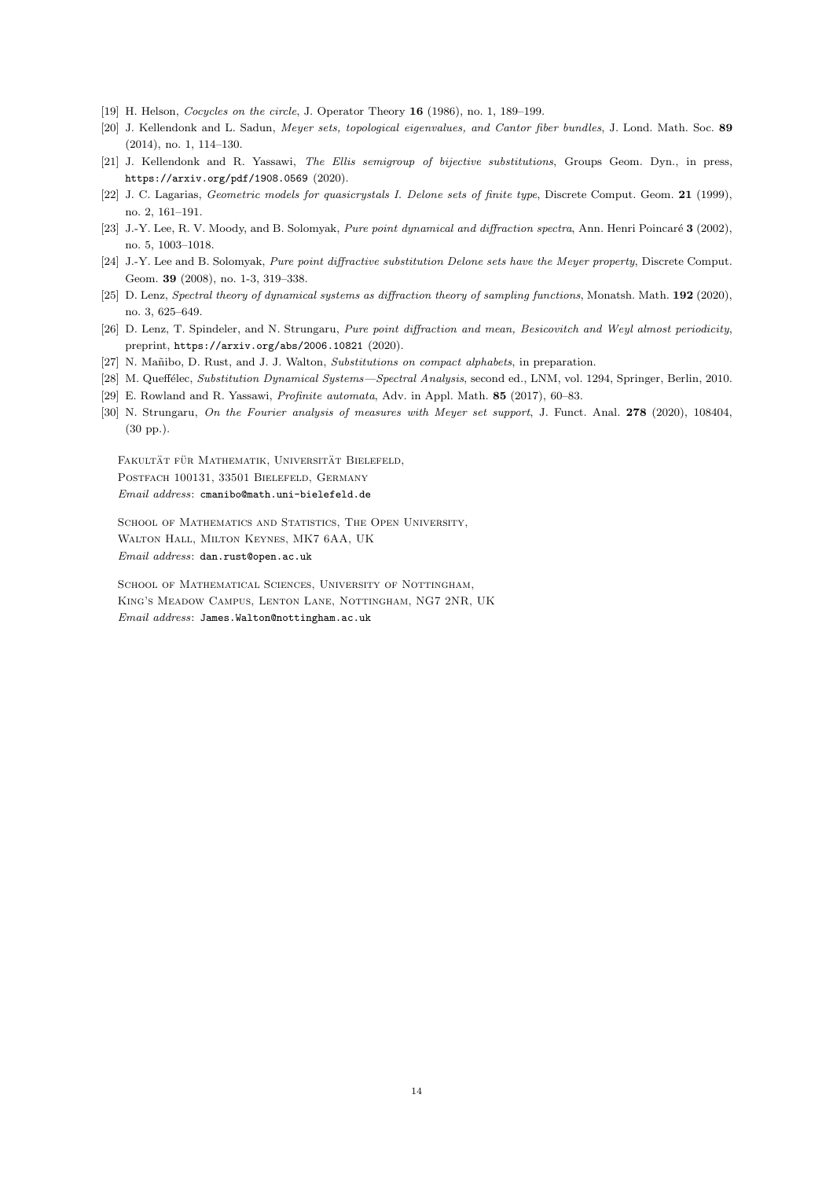[19] H. Helson, *Cocycles on the circle*, J. Operator Theory **16** (1986), no. 1, 189–199.

[20] J. Kellendonk and L. Sadun, *Meyer sets, topological eigenvalues, and Cantor fiber bundles*, J. Lond. Math. Soc. **89** (2014), no. 1, 114–130.

[21] J. Kellendonk and R. Yassawi, *The Ellis semigroup of bijective substitutions*, Groups Geom. Dyn., in press, https://arxiv.org/pdf/1908.0569 (2020).

[22] J. C. Lagarias, *Geometric models for quasicrystals I. Delone sets of finite type*, Discrete Comput. Geom. **21** (1999), no. 2, 161–191.

[23] J.-Y. Lee, R. V. Moody, and B. Solomyak, *Pure point dynamical and diffraction spectra*, Ann. Henri Poincaré **3** (2002), no. 5, 1003–1018.

[24] J.-Y. Lee and B. Solomyak, *Pure point diffractive substitution Delone sets have the Meyer property*, Discrete Comput. Geom. **39** (2008), no. 1-3, 319–338.

[25] D. Lenz, *Spectral theory of dynamical systems as diffraction theory of sampling functions*, Monatsh. Math. **192** (2020), no. 3, 625–649.

[26] D. Lenz, T. Spindeler, and N. Strungaru, *Pure point diffraction and mean, Besicovitch and Weyl almost periodicity*, preprint, https://arxiv.org/abs/2006.10821 (2020).

[27] N. Mañibo, D. Rust, and J. J. Walton, *Substitutions on compact alphabets*, in preparation.

[28] M. Queffélec, *Substitution Dynamical Systems—Spectral Analysis*, second ed., LNM, vol. 1294, Springer, Berlin, 2010.

[29] E. Rowland and R. Yassawi, *Profinite automata*, Adv. in Appl. Math. **85** (2017), 60–83.

[30] N. Strungaru, *On the Fourier analysis of measures with Meyer set support*, J. Funct. Anal. **278** (2020), 108404, (30 pp.).

Fakultät für Mathematik, Universität Bielefeld,
Postfach 100131, 33501 Bielefeld, Germany
*Email address*: cmanibo@math.uni-bielefeld.de

School of Mathematics and Statistics, The Open University,
Walton Hall, Milton Keynes, MK7 6AA, UK
*Email address*: dan.rust@open.ac.uk

School of Mathematical Sciences, University of Nottingham,
King's Meadow Campus, Lenton Lane, Nottingham, NG7 2NR, UK
*Email address*: James.Walton@nottingham.ac.uk